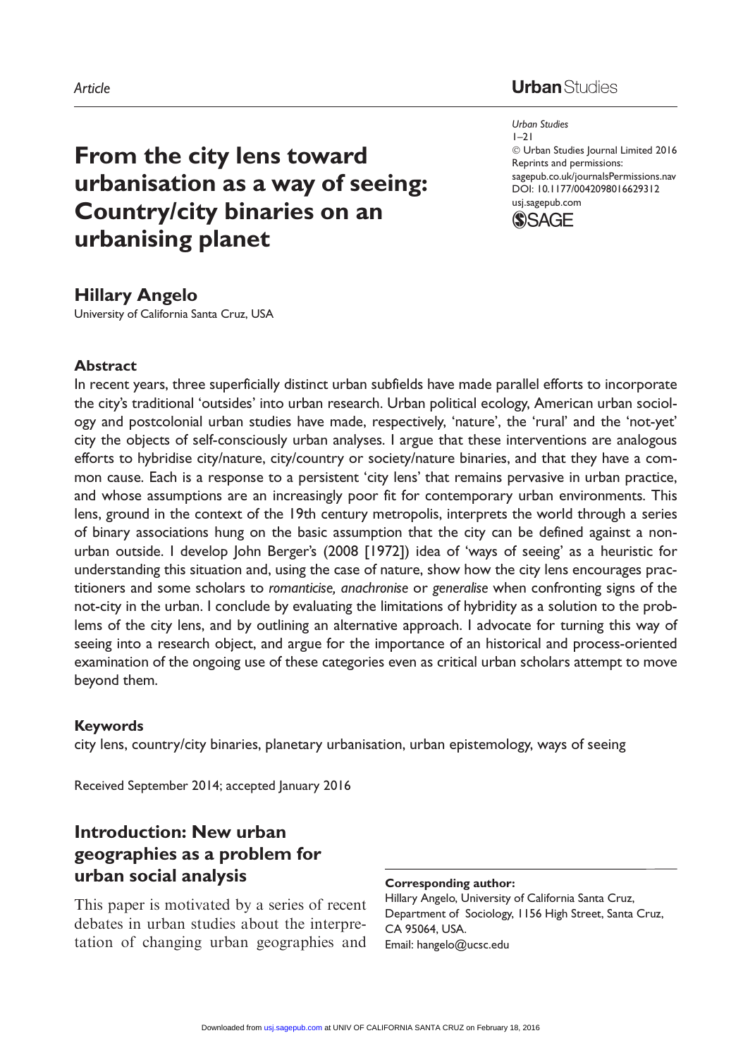Article

# From the city lens toward urbanisation as a way of seeing: Country/city binaries on an urbanising planet

**Hillary Angelo**
University of California Santa Cruz, USA

Urban Studies
1–21
© Urban Studies Journal Limited 2016
Reprints and permissions: sagepub.co.uk/journalsPermissions.nav
DOI: 10.1177/0042098016629312
usj.sagepub.com

### Abstract

In recent years, three superficially distinct urban subfields have made parallel efforts to incorporate the city's traditional 'outsides' into urban research. Urban political ecology, American urban sociology and postcolonial urban studies have made, respectively, 'nature', the 'rural' and the 'not-yet' city the objects of self-consciously urban analyses. I argue that these interventions are analogous efforts to hybridise city/nature, city/country or society/nature binaries, and that they have a common cause. Each is a response to a persistent 'city lens' that remains pervasive in urban practice, and whose assumptions are an increasingly poor fit for contemporary urban environments. This lens, ground in the context of the 19th century metropolis, interprets the world through a series of binary associations hung on the basic assumption that the city can be defined against a non-urban outside. I develop John Berger's (2008 [1972]) idea of 'ways of seeing' as a heuristic for understanding this situation and, using the case of nature, show how the city lens encourages practitioners and some scholars to *romanticise, anachronise* or *generalise* when confronting signs of the not-city in the urban. I conclude by evaluating the limitations of hybridity as a solution to the problems of the city lens, and by outlining an alternative approach. I advocate for turning this way of seeing into a research object, and argue for the importance of an historical and process-oriented examination of the ongoing use of these categories even as critical urban scholars attempt to move beyond them.

### Keywords

city lens, country/city binaries, planetary urbanisation, urban epistemology, ways of seeing

Received September 2014; accepted January 2016

## Introduction: New urban geographies as a problem for urban social analysis

This paper is motivated by a series of recent debates in urban studies about the interpretation of changing urban geographies and

**Corresponding author:**
Hillary Angelo, University of California Santa Cruz, Department of Sociology, 1156 High Street, Santa Cruz, CA 95064, USA.
Email: hangelo@ucsc.edu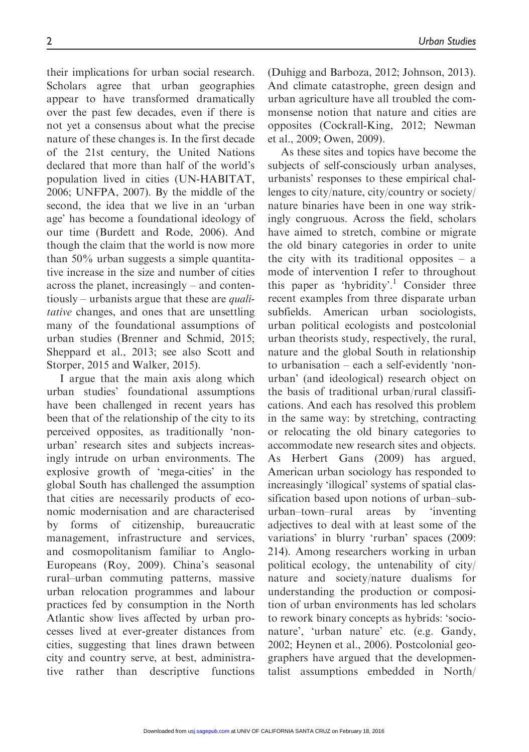their implications for urban social research. Scholars agree that urban geographies appear to have transformed dramatically over the past few decades, even if there is not yet a consensus about what the precise nature of these changes is. In the first decade of the 21st century, the United Nations declared that more than half of the world's population lived in cities (UN-HABITAT, 2006; UNFPA, 2007). By the middle of the second, the idea that we live in an 'urban age' has become a foundational ideology of our time (Burdett and Rode, 2006). And though the claim that the world is now more than 50% urban suggests a simple quantitative increase in the size and number of cities across the planet, increasingly – and contentiously – urbanists argue that these are *qualitative* changes, and ones that are unsettling many of the foundational assumptions of urban studies (Brenner and Schmid, 2015; Sheppard et al., 2013; see also Scott and Storper, 2015 and Walker, 2015).

I argue that the main axis along which urban studies' foundational assumptions have been challenged in recent years has been that of the relationship of the city to its perceived opposites, as traditionally 'non-urban' research sites and subjects increasingly intrude on urban environments. The explosive growth of 'mega-cities' in the global South has challenged the assumption that cities are necessarily products of economic modernisation and are characterised by forms of citizenship, bureaucratic management, infrastructure and services, and cosmopolitanism familiar to Anglo-Europeans (Roy, 2009). China's seasonal rural–urban commuting patterns, massive urban relocation programmes and labour practices fed by consumption in the North Atlantic show lives affected by urban processes lived at ever-greater distances from cities, suggesting that lines drawn between city and country serve, at best, administrative rather than descriptive functions (Duhigg and Barboza, 2012; Johnson, 2013). And climate catastrophe, green design and urban agriculture have all troubled the commonsense notion that nature and cities are opposites (Cockrall-King, 2012; Newman et al., 2009; Owen, 2009).

As these sites and topics have become the subjects of self-consciously urban analyses, urbanists' responses to these empirical challenges to city/nature, city/country or society/nature binaries have been in one way strikingly congruous. Across the field, scholars have aimed to stretch, combine or migrate the old binary categories in order to unite the city with its traditional opposites – a mode of intervention I refer to throughout this paper as 'hybridity'.[1] Consider three recent examples from three disparate urban subfields. American urban sociologists, urban political ecologists and postcolonial urban theorists study, respectively, the rural, nature and the global South in relationship to urbanisation – each a self-evidently 'non-urban' (and ideological) research object on the basis of traditional urban/rural classifications. And each has resolved this problem in the same way: by stretching, contracting or relocating the old binary categories to accommodate new research sites and objects. As Herbert Gans (2009) has argued, American urban sociology has responded to increasingly 'illogical' systems of spatial classification based upon notions of urban–suburban–town–rural areas by 'inventing adjectives to deal with at least some of the variations' in blurry 'rurban' spaces (2009: 214). Among researchers working in urban political ecology, the untenability of city/nature and society/nature dualisms for understanding the production or composition of urban environments has led scholars to rework binary concepts as hybrids: 'socio-nature', 'urban nature' etc. (e.g. Gandy, 2002; Heynen et al., 2006). Postcolonial geographers have argued that the developmentalist assumptions embedded in North/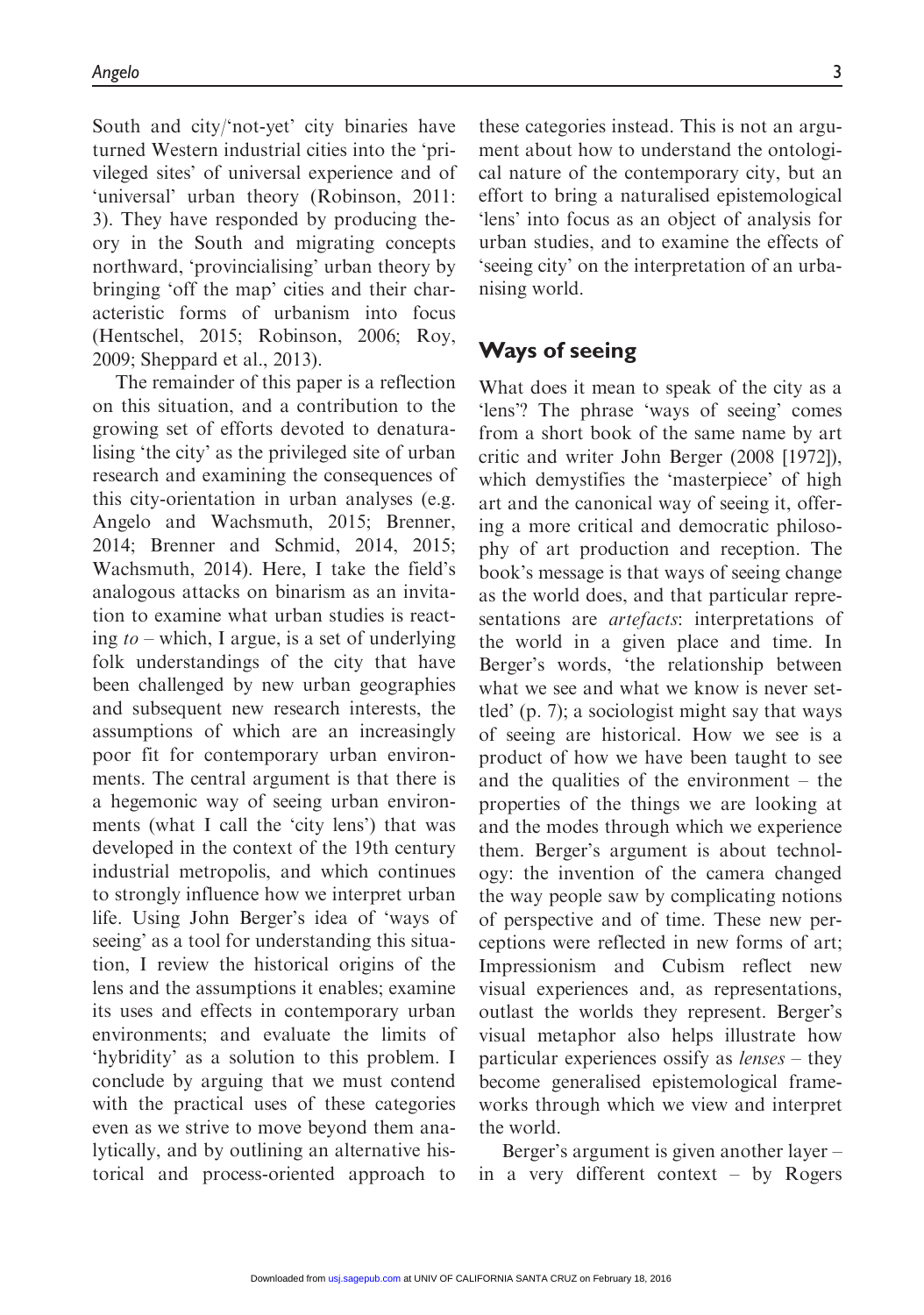South and city/'not-yet' city binaries have turned Western industrial cities into the 'privileged sites' of universal experience and of 'universal' urban theory (Robinson, 2011: 3). They have responded by producing theory in the South and migrating concepts northward, 'provincialising' urban theory by bringing 'off the map' cities and their characteristic forms of urbanism into focus (Hentschel, 2015; Robinson, 2006; Roy, 2009; Sheppard et al., 2013).

The remainder of this paper is a reflection on this situation, and a contribution to the growing set of efforts devoted to denaturalising 'the city' as the privileged site of urban research and examining the consequences of this city-orientation in urban analyses (e.g. Angelo and Wachsmuth, 2015; Brenner, 2014; Brenner and Schmid, 2014, 2015; Wachsmuth, 2014). Here, I take the field's analogous attacks on binarism as an invitation to examine what urban studies is reacting *to* – which, I argue, is a set of underlying folk understandings of the city that have been challenged by new urban geographies and subsequent new research interests, the assumptions of which are an increasingly poor fit for contemporary urban environments. The central argument is that there is a hegemonic way of seeing urban environments (what I call the 'city lens') that was developed in the context of the 19th century industrial metropolis, and which continues to strongly influence how we interpret urban life. Using John Berger's idea of 'ways of seeing' as a tool for understanding this situation, I review the historical origins of the lens and the assumptions it enables; examine its uses and effects in contemporary urban environments; and evaluate the limits of 'hybridity' as a solution to this problem. I conclude by arguing that we must contend with the practical uses of these categories even as we strive to move beyond them analytically, and by outlining an alternative historical and process-oriented approach to these categories instead. This is not an argument about how to understand the ontological nature of the contemporary city, but an effort to bring a naturalised epistemological 'lens' into focus as an object of analysis for urban studies, and to examine the effects of 'seeing city' on the interpretation of an urbanising world.

## Ways of seeing

What does it mean to speak of the city as a 'lens'? The phrase 'ways of seeing' comes from a short book of the same name by art critic and writer John Berger (2008 [1972]), which demystifies the 'masterpiece' of high art and the canonical way of seeing it, offering a more critical and democratic philosophy of art production and reception. The book's message is that ways of seeing change as the world does, and that particular representations are *artefacts*: interpretations of the world in a given place and time. In Berger's words, 'the relationship between what we see and what we know is never settled' (p. 7); a sociologist might say that ways of seeing are historical. How we see is a product of how we have been taught to see and the qualities of the environment – the properties of the things we are looking at and the modes through which we experience them. Berger's argument is about technology: the invention of the camera changed the way people saw by complicating notions of perspective and of time. These new perceptions were reflected in new forms of art; Impressionism and Cubism reflect new visual experiences and, as representations, outlast the worlds they represent. Berger's visual metaphor also helps illustrate how particular experiences ossify as *lenses* – they become generalised epistemological frameworks through which we view and interpret the world.

Berger's argument is given another layer – in a very different context – by Rogers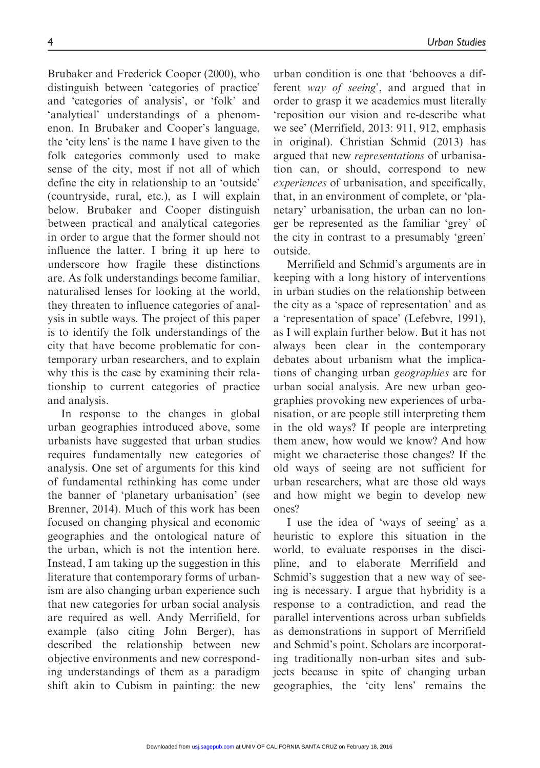Brubaker and Frederick Cooper (2000), who distinguish between 'categories of practice' and 'categories of analysis', or 'folk' and 'analytical' understandings of a phenomenon. In Brubaker and Cooper's language, the 'city lens' is the name I have given to the folk categories commonly used to make sense of the city, most if not all of which define the city in relationship to an 'outside' (countryside, rural, etc.), as I will explain below. Brubaker and Cooper distinguish between practical and analytical categories in order to argue that the former should not influence the latter. I bring it up here to underscore how fragile these distinctions are. As folk understandings become familiar, naturalised lenses for looking at the world, they threaten to influence categories of analysis in subtle ways. The project of this paper is to identify the folk understandings of the city that have become problematic for contemporary urban researchers, and to explain why this is the case by examining their relationship to current categories of practice and analysis.

In response to the changes in global urban geographies introduced above, some urbanists have suggested that urban studies requires fundamentally new categories of analysis. One set of arguments for this kind of fundamental rethinking has come under the banner of 'planetary urbanisation' (see Brenner, 2014). Much of this work has been focused on changing physical and economic geographies and the ontological nature of the urban, which is not the intention here. Instead, I am taking up the suggestion in this literature that contemporary forms of urbanism are also changing urban experience such that new categories for urban social analysis are required as well. Andy Merrifield, for example (also citing John Berger), has described the relationship between new objective environments and new corresponding understandings of them as a paradigm shift akin to Cubism in painting: the new urban condition is one that 'behooves a different *way of seeing*', and argued that in order to grasp it we academics must literally 'reposition our vision and re-describe what we see' (Merrifield, 2013: 911, 912, emphasis in original). Christian Schmid (2013) has argued that new *representations* of urbanisation can, or should, correspond to new *experiences* of urbanisation, and specifically, that, in an environment of complete, or 'planetary' urbanisation, the urban can no longer be represented as the familiar 'grey' of the city in contrast to a presumably 'green' outside.

Merrifield and Schmid's arguments are in keeping with a long history of interventions in urban studies on the relationship between the city as a 'space of representation' and as a 'representation of space' (Lefebvre, 1991), as I will explain further below. But it has not always been clear in the contemporary debates about urbanism what the implications of changing urban *geographies* are for urban social analysis. Are new urban geographies provoking new experiences of urbanisation, or are people still interpreting them in the old ways? If people are interpreting them anew, how would we know? And how might we characterise those changes? If the old ways of seeing are not sufficient for urban researchers, what are those old ways and how might we begin to develop new ones?

I use the idea of 'ways of seeing' as a heuristic to explore this situation in the world, to evaluate responses in the discipline, and to elaborate Merrifield and Schmid's suggestion that a new way of seeing is necessary. I argue that hybridity is a response to a contradiction, and read the parallel interventions across urban subfields as demonstrations in support of Merrifield and Schmid's point. Scholars are incorporating traditionally non-urban sites and subjects because in spite of changing urban geographies, the 'city lens' remains the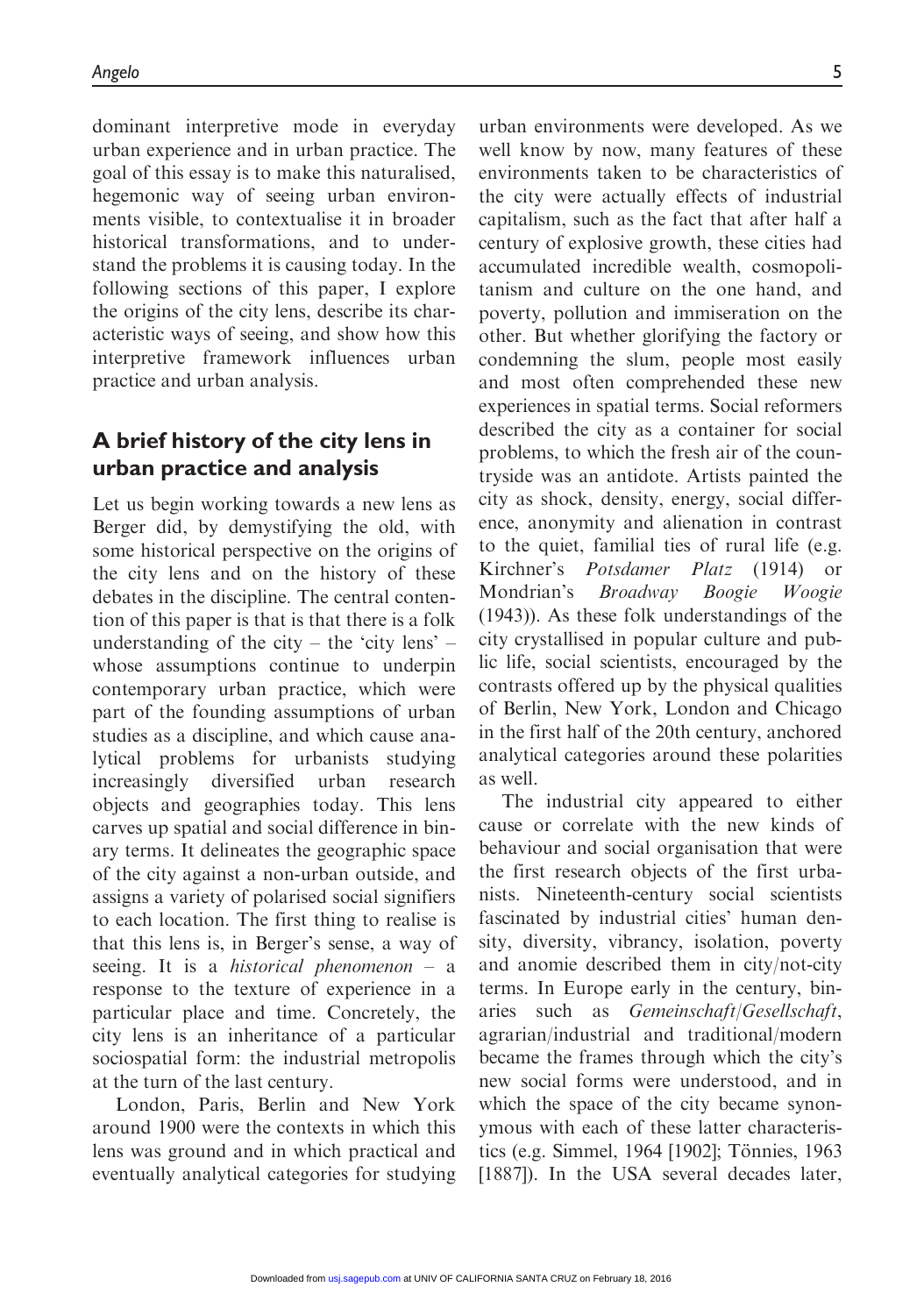dominant interpretive mode in everyday urban experience and in urban practice. The goal of this essay is to make this naturalised, hegemonic way of seeing urban environments visible, to contextualise it in broader historical transformations, and to understand the problems it is causing today. In the following sections of this paper, I explore the origins of the city lens, describe its characteristic ways of seeing, and show how this interpretive framework influences urban practice and urban analysis.

## A brief history of the city lens in urban practice and analysis

Let us begin working towards a new lens as Berger did, by demystifying the old, with some historical perspective on the origins of the city lens and on the history of these debates in the discipline. The central contention of this paper is that is that there is a folk understanding of the city – the 'city lens' – whose assumptions continue to underpin contemporary urban practice, which were part of the founding assumptions of urban studies as a discipline, and which cause analytical problems for urbanists studying increasingly diversified urban research objects and geographies today. This lens carves up spatial and social difference in binary terms. It delineates the geographic space of the city against a non-urban outside, and assigns a variety of polarised social signifiers to each location. The first thing to realise is that this lens is, in Berger's sense, a way of seeing. It is a *historical phenomenon* – a response to the texture of experience in a particular place and time. Concretely, the city lens is an inheritance of a particular sociospatial form: the industrial metropolis at the turn of the last century.

London, Paris, Berlin and New York around 1900 were the contexts in which this lens was ground and in which practical and eventually analytical categories for studying urban environments were developed. As we well know by now, many features of these environments taken to be characteristics of the city were actually effects of industrial capitalism, such as the fact that after half a century of explosive growth, these cities had accumulated incredible wealth, cosmopolitanism and culture on the one hand, and poverty, pollution and immiseration on the other. But whether glorifying the factory or condemning the slum, people most easily and most often comprehended these new experiences in spatial terms. Social reformers described the city as a container for social problems, to which the fresh air of the countryside was an antidote. Artists painted the city as shock, density, energy, social difference, anonymity and alienation in contrast to the quiet, familial ties of rural life (e.g. Kirchner's *Potsdamer Platz* (1914) or Mondrian's *Broadway Boogie Woogie* (1943)). As these folk understandings of the city crystallised in popular culture and public life, social scientists, encouraged by the contrasts offered up by the physical qualities of Berlin, New York, London and Chicago in the first half of the 20th century, anchored analytical categories around these polarities as well.

The industrial city appeared to either cause or correlate with the new kinds of behaviour and social organisation that were the first research objects of the first urbanists. Nineteenth-century social scientists fascinated by industrial cities' human density, diversity, vibrancy, isolation, poverty and anomie described them in city/not-city terms. In Europe early in the century, binaries such as *Gemeinschaft*/*Gesellschaft*, agrarian/industrial and traditional/modern became the frames through which the city's new social forms were understood, and in which the space of the city became synonymous with each of these latter characteristics (e.g. Simmel, 1964 [1902]; Tönnies, 1963 [1887]). In the USA several decades later,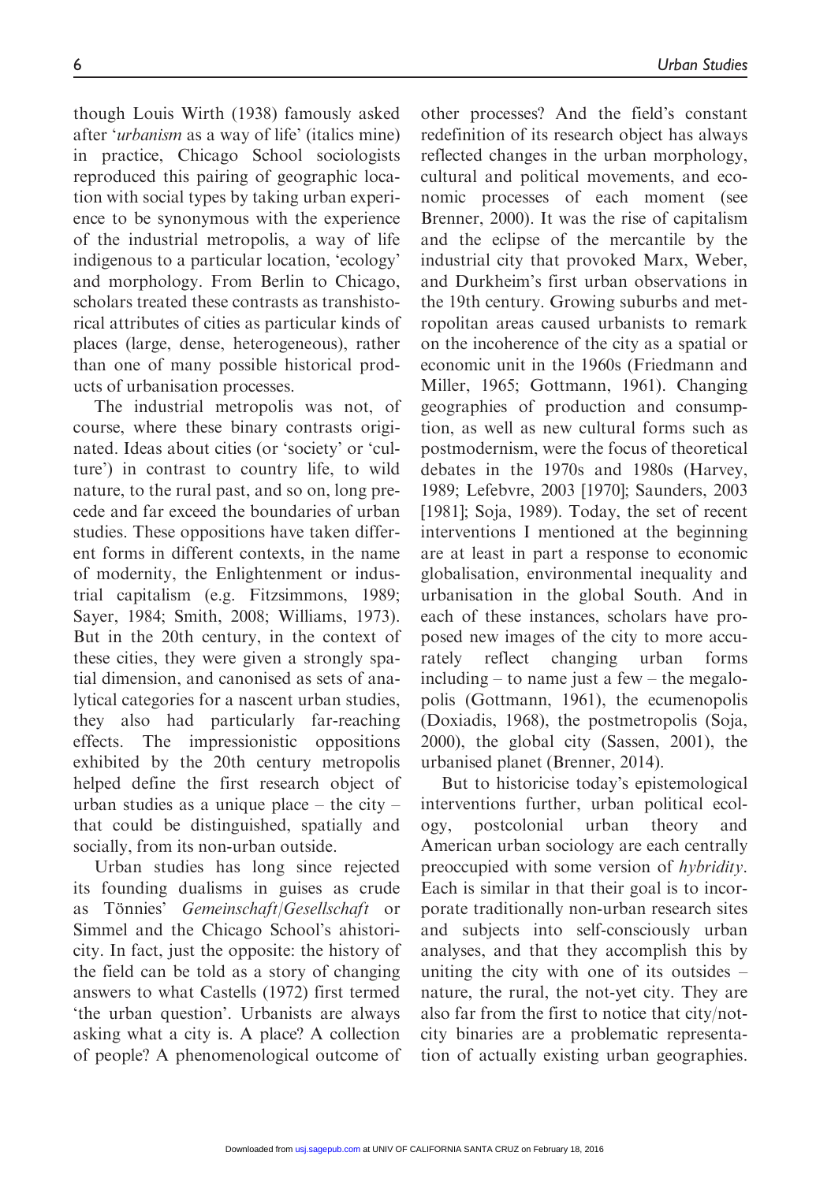though Louis Wirth (1938) famously asked after '*urbanism* as a way of life' (italics mine) in practice, Chicago School sociologists reproduced this pairing of geographic location with social types by taking urban experience to be synonymous with the experience of the industrial metropolis, a way of life indigenous to a particular location, 'ecology' and morphology. From Berlin to Chicago, scholars treated these contrasts as transhistorical attributes of cities as particular kinds of places (large, dense, heterogeneous), rather than one of many possible historical products of urbanisation processes.

The industrial metropolis was not, of course, where these binary contrasts originated. Ideas about cities (or 'society' or 'culture') in contrast to country life, to wild nature, to the rural past, and so on, long precede and far exceed the boundaries of urban studies. These oppositions have taken different forms in different contexts, in the name of modernity, the Enlightenment or industrial capitalism (e.g. Fitzsimmons, 1989; Sayer, 1984; Smith, 2008; Williams, 1973). But in the 20th century, in the context of these cities, they were given a strongly spatial dimension, and canonised as sets of analytical categories for a nascent urban studies, they also had particularly far-reaching effects. The impressionistic oppositions exhibited by the 20th century metropolis helped define the first research object of urban studies as a unique place – the city – that could be distinguished, spatially and socially, from its non-urban outside.

Urban studies has long since rejected its founding dualisms in guises as crude as Tönnies' *Gemeinschaft/Gesellschaft* or Simmel and the Chicago School's ahistoricity. In fact, just the opposite: the history of the field can be told as a story of changing answers to what Castells (1972) first termed 'the urban question'. Urbanists are always asking what a city is. A place? A collection of people? A phenomenological outcome of other processes? And the field's constant redefinition of its research object has always reflected changes in the urban morphology, cultural and political movements, and economic processes of each moment (see Brenner, 2000). It was the rise of capitalism and the eclipse of the mercantile by the industrial city that provoked Marx, Weber, and Durkheim's first urban observations in the 19th century. Growing suburbs and metropolitan areas caused urbanists to remark on the incoherence of the city as a spatial or economic unit in the 1960s (Friedmann and Miller, 1965; Gottmann, 1961). Changing geographies of production and consumption, as well as new cultural forms such as postmodernism, were the focus of theoretical debates in the 1970s and 1980s (Harvey, 1989; Lefebvre, 2003 [1970]; Saunders, 2003 [1981]; Soja, 1989). Today, the set of recent interventions I mentioned at the beginning are at least in part a response to economic globalisation, environmental inequality and urbanisation in the global South. And in each of these instances, scholars have proposed new images of the city to more accurately reflect changing urban forms including – to name just a few – the megalopolis (Gottmann, 1961), the ecumenopolis (Doxiadis, 1968), the postmetropolis (Soja, 2000), the global city (Sassen, 2001), the urbanised planet (Brenner, 2014).

But to historicise today's epistemological interventions further, urban political ecology, postcolonial urban theory and American urban sociology are each centrally preoccupied with some version of *hybridity*. Each is similar in that their goal is to incorporate traditionally non-urban research sites and subjects into self-consciously urban analyses, and that they accomplish this by uniting the city with one of its outsides – nature, the rural, the not-yet city. They are also far from the first to notice that city/not-city binaries are a problematic representation of actually existing urban geographies.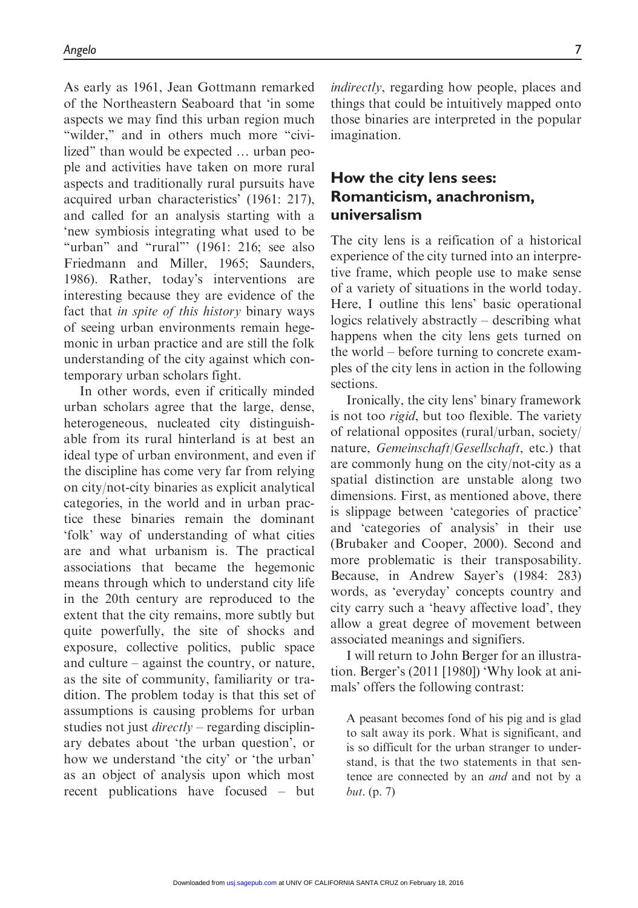As early as 1961, Jean Gottmann remarked of the Northeastern Seaboard that 'in some aspects we may find this urban region much "wilder," and in others much more "civilized" than would be expected … urban people and activities have taken on more rural aspects and traditionally rural pursuits have acquired urban characteristics' (1961: 217), and called for an analysis starting with a 'new symbiosis integrating what used to be "urban" and "rural"' (1961: 216; see also Friedmann and Miller, 1965; Saunders, 1986). Rather, today's interventions are interesting because they are evidence of the fact that *in spite of this history* binary ways of seeing urban environments remain hegemonic in urban practice and are still the folk understanding of the city against which contemporary urban scholars fight.

In other words, even if critically minded urban scholars agree that the large, dense, heterogeneous, nucleated city distinguishable from its rural hinterland is at best an ideal type of urban environment, and even if the discipline has come very far from relying on city/not-city binaries as explicit analytical categories, in the world and in urban practice these binaries remain the dominant 'folk' way of understanding of what cities are and what urbanism is. The practical associations that became the hegemonic means through which to understand city life in the 20th century are reproduced to the extent that the city remains, more subtly but quite powerfully, the site of shocks and exposure, collective politics, public space and culture – against the country, or nature, as the site of community, familiarity or tradition. The problem today is that this set of assumptions is causing problems for urban studies not just *directly* – regarding disciplinary debates about 'the urban question', or how we understand 'the city' or 'the urban' as an object of analysis upon which most recent publications have focused – but *indirectly*, regarding how people, places and things that could be intuitively mapped onto those binaries are interpreted in the popular imagination.

## How the city lens sees: Romanticism, anachronism, universalism

The city lens is a reification of a historical experience of the city turned into an interpretive frame, which people use to make sense of a variety of situations in the world today. Here, I outline this lens' basic operational logics relatively abstractly – describing what happens when the city lens gets turned on the world – before turning to concrete examples of the city lens in action in the following sections.

Ironically, the city lens' binary framework is not too *rigid*, but too flexible. The variety of relational opposites (rural/urban, society/nature, *Gemeinschaft*/*Gesellschaft*, etc.) that are commonly hung on the city/not-city as a spatial distinction are unstable along two dimensions. First, as mentioned above, there is slippage between 'categories of practice' and 'categories of analysis' in their use (Brubaker and Cooper, 2000). Second and more problematic is their transposability. Because, in Andrew Sayer's (1984: 283) words, as 'everyday' concepts country and city carry such a 'heavy affective load', they allow a great degree of movement between associated meanings and signifiers.

I will return to John Berger for an illustration. Berger's (2011 [1980]) 'Why look at animals' offers the following contrast:

> A peasant becomes fond of his pig and is glad to salt away its pork. What is significant, and is so difficult for the urban stranger to understand, is that the two statements in that sentence are connected by an *and* and not by a *but*. (p. 7)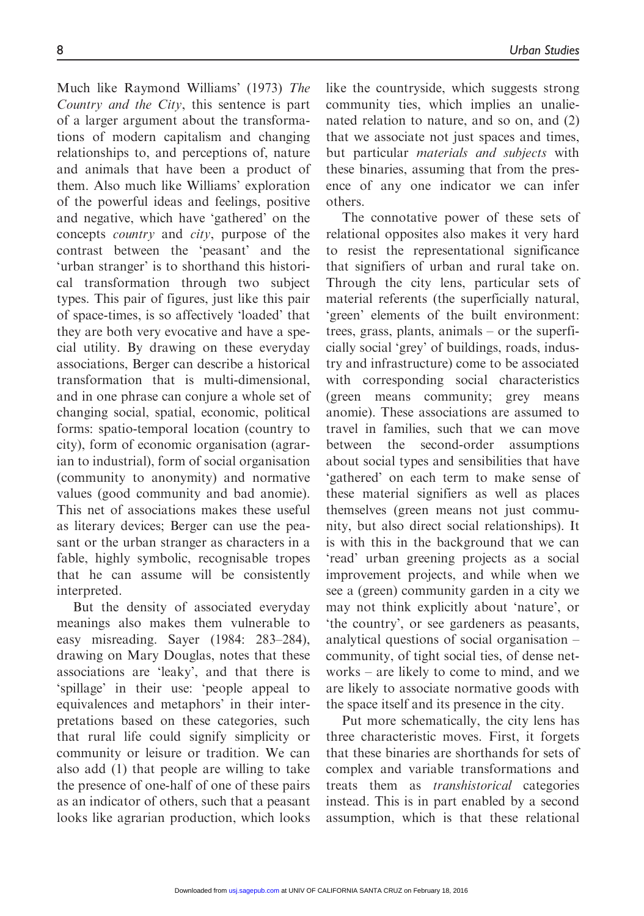Much like Raymond Williams' (1973) *The Country and the City*, this sentence is part of a larger argument about the transformations of modern capitalism and changing relationships to, and perceptions of, nature and animals that have been a product of them. Also much like Williams' exploration of the powerful ideas and feelings, positive and negative, which have 'gathered' on the concepts *country* and *city*, purpose of the contrast between the 'peasant' and the 'urban stranger' is to shorthand this historical transformation through two subject types. This pair of figures, just like this pair of space-times, is so affectively 'loaded' that they are both very evocative and have a special utility. By drawing on these everyday associations, Berger can describe a historical transformation that is multi-dimensional, and in one phrase can conjure a whole set of changing social, spatial, economic, political forms: spatio-temporal location (country to city), form of economic organisation (agrarian to industrial), form of social organisation (community to anonymity) and normative values (good community and bad anomie). This net of associations makes these useful as literary devices; Berger can use the peasant or the urban stranger as characters in a fable, highly symbolic, recognisable tropes that he can assume will be consistently interpreted.

But the density of associated everyday meanings also makes them vulnerable to easy misreading. Sayer (1984: 283–284), drawing on Mary Douglas, notes that these associations are 'leaky', and that there is 'spillage' in their use: 'people appeal to equivalences and metaphors' in their interpretations based on these categories, such that rural life could signify simplicity or community or leisure or tradition. We can also add (1) that people are willing to take the presence of one-half of one of these pairs as an indicator of others, such that a peasant looks like agrarian production, which looks like the countryside, which suggests strong community ties, which implies an unalienated relation to nature, and so on, and (2) that we associate not just spaces and times, but particular *materials and subjects* with these binaries, assuming that from the presence of any one indicator we can infer others.

The connotative power of these sets of relational opposites also makes it very hard to resist the representational significance that signifiers of urban and rural take on. Through the city lens, particular sets of material referents (the superficially natural, 'green' elements of the built environment: trees, grass, plants, animals – or the superficially social 'grey' of buildings, roads, industry and infrastructure) come to be associated with corresponding social characteristics (green means community; grey means anomie). These associations are assumed to travel in families, such that we can move between the second-order assumptions about social types and sensibilities that have 'gathered' on each term to make sense of these material signifiers as well as places themselves (green means not just community, but also direct social relationships). It is with this in the background that we can 'read' urban greening projects as a social improvement projects, and while when we see a (green) community garden in a city we may not think explicitly about 'nature', or 'the country', or see gardeners as peasants, analytical questions of social organisation – community, of tight social ties, of dense networks – are likely to come to mind, and we are likely to associate normative goods with the space itself and its presence in the city.

Put more schematically, the city lens has three characteristic moves. First, it forgets that these binaries are shorthands for sets of complex and variable transformations and treats them as *transhistorical* categories instead. This is in part enabled by a second assumption, which is that these relational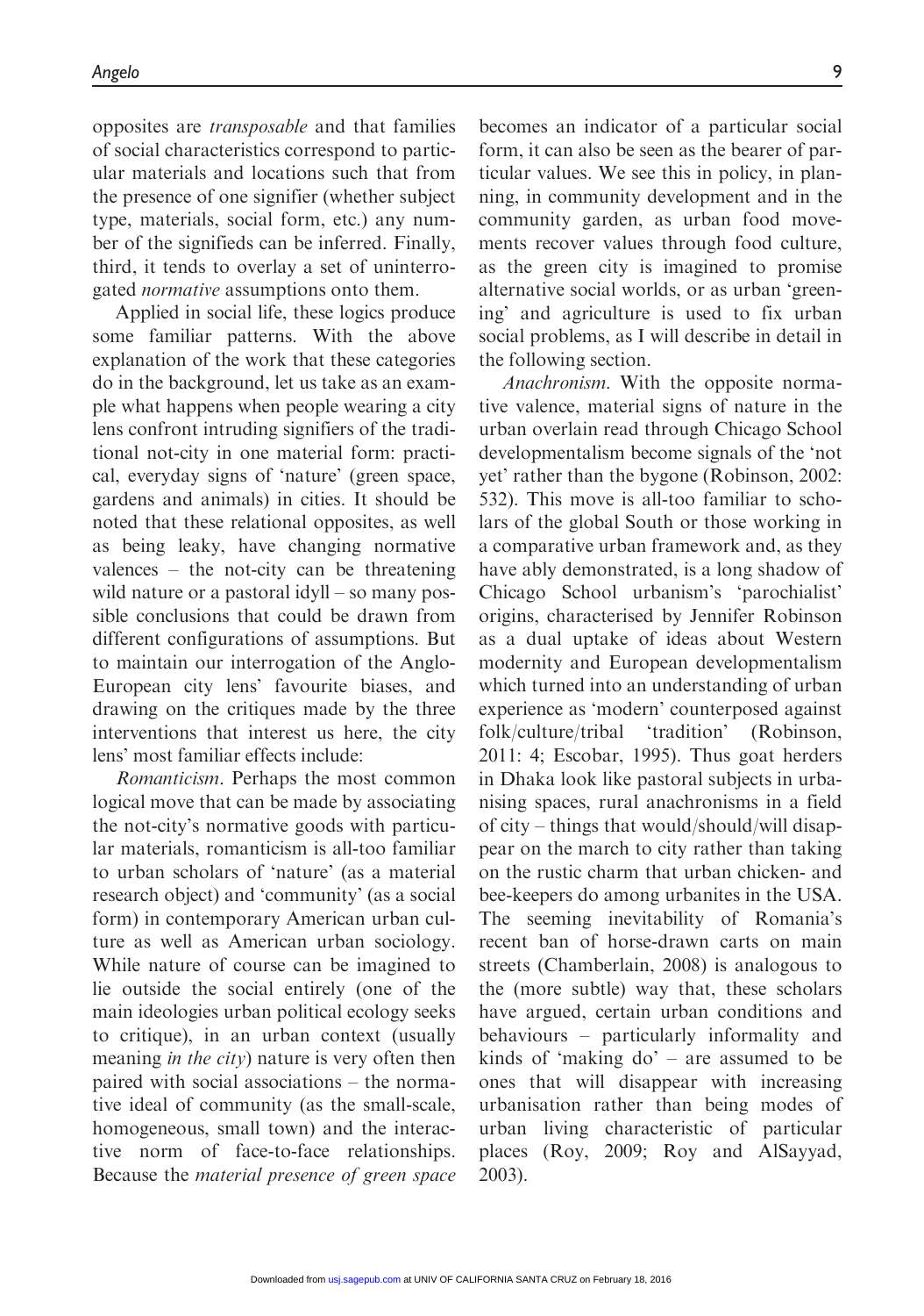opposites are *transposable* and that families of social characteristics correspond to particular materials and locations such that from the presence of one signifier (whether subject type, materials, social form, etc.) any number of the signifieds can be inferred. Finally, third, it tends to overlay a set of uninterrogated *normative* assumptions onto them.

Applied in social life, these logics produce some familiar patterns. With the above explanation of the work that these categories do in the background, let us take as an example what happens when people wearing a city lens confront intruding signifiers of the traditional not-city in one material form: practical, everyday signs of 'nature' (green space, gardens and animals) in cities. It should be noted that these relational opposites, as well as being leaky, have changing normative valences – the not-city can be threatening wild nature or a pastoral idyll – so many possible conclusions that could be drawn from different configurations of assumptions. But to maintain our interrogation of the Anglo-European city lens' favourite biases, and drawing on the critiques made by the three interventions that interest us here, the city lens' most familiar effects include:

*Romanticism*. Perhaps the most common logical move that can be made by associating the not-city's normative goods with particular materials, romanticism is all-too familiar to urban scholars of 'nature' (as a material research object) and 'community' (as a social form) in contemporary American urban culture as well as American urban sociology. While nature of course can be imagined to lie outside the social entirely (one of the main ideologies urban political ecology seeks to critique), in an urban context (usually meaning *in the city*) nature is very often then paired with social associations – the normative ideal of community (as the small-scale, homogeneous, small town) and the interactive norm of face-to-face relationships. Because the *material presence of green space* becomes an indicator of a particular social form, it can also be seen as the bearer of particular values. We see this in policy, in planning, in community development and in the community garden, as urban food movements recover values through food culture, as the green city is imagined to promise alternative social worlds, or as urban 'greening' and agriculture is used to fix urban social problems, as I will describe in detail in the following section.

*Anachronism*. With the opposite normative valence, material signs of nature in the urban overlain read through Chicago School developmentalism become signals of the 'not yet' rather than the bygone (Robinson, 2002: 532). This move is all-too familiar to scholars of the global South or those working in a comparative urban framework and, as they have ably demonstrated, is a long shadow of Chicago School urbanism's 'parochialist' origins, characterised by Jennifer Robinson as a dual uptake of ideas about Western modernity and European developmentalism which turned into an understanding of urban experience as 'modern' counterposed against folk/culture/tribal 'tradition' (Robinson, 2011: 4; Escobar, 1995). Thus goat herders in Dhaka look like pastoral subjects in urbanising spaces, rural anachronisms in a field of city – things that would/should/will disappear on the march to city rather than taking on the rustic charm that urban chicken- and bee-keepers do among urbanites in the USA. The seeming inevitability of Romania's recent ban of horse-drawn carts on main streets (Chamberlain, 2008) is analogous to the (more subtle) way that, these scholars have argued, certain urban conditions and behaviours – particularly informality and kinds of 'making do' – are assumed to be ones that will disappear with increasing urbanisation rather than being modes of urban living characteristic of particular places (Roy, 2009; Roy and AlSayyad, 2003).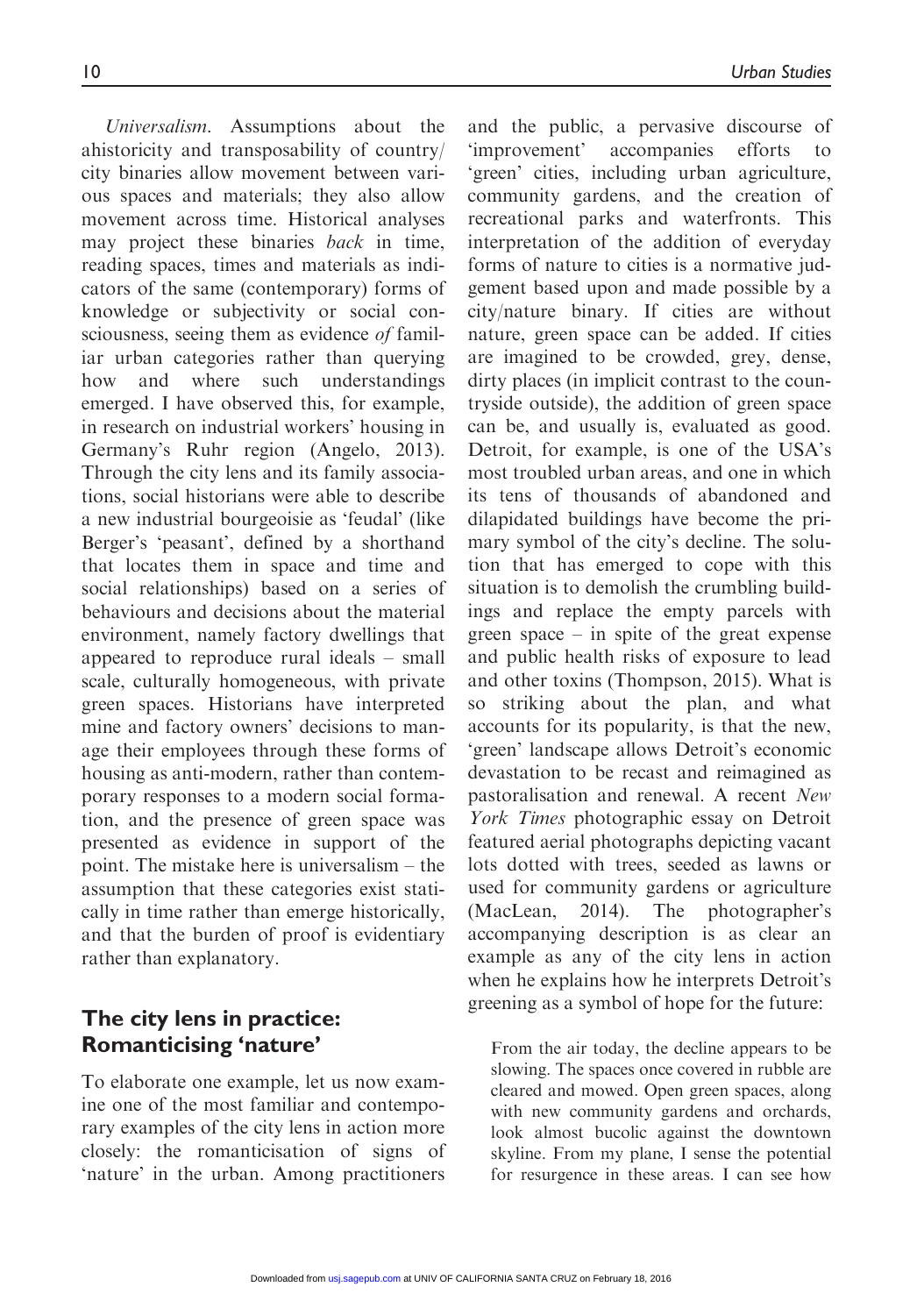*Universalism*. Assumptions about the ahistoricity and transposability of country/city binaries allow movement between various spaces and materials; they also allow movement across time. Historical analyses may project these binaries *back* in time, reading spaces, times and materials as indicators of the same (contemporary) forms of knowledge or subjectivity or social consciousness, seeing them as evidence *of* familiar urban categories rather than querying how and where such understandings emerged. I have observed this, for example, in research on industrial workers' housing in Germany's Ruhr region (Angelo, 2013). Through the city lens and its family associations, social historians were able to describe a new industrial bourgeoisie as 'feudal' (like Berger's 'peasant', defined by a shorthand that locates them in space and time and social relationships) based on a series of behaviours and decisions about the material environment, namely factory dwellings that appeared to reproduce rural ideals – small scale, culturally homogeneous, with private green spaces. Historians have interpreted mine and factory owners' decisions to manage their employees through these forms of housing as anti-modern, rather than contemporary responses to a modern social formation, and the presence of green space was presented as evidence in support of the point. The mistake here is universalism – the assumption that these categories exist statically in time rather than emerge historically, and that the burden of proof is evidentiary rather than explanatory.

## The city lens in practice: Romanticising 'nature'

To elaborate one example, let us now examine one of the most familiar and contemporary examples of the city lens in action more closely: the romanticisation of signs of 'nature' in the urban. Among practitioners and the public, a pervasive discourse of 'improvement' accompanies efforts to 'green' cities, including urban agriculture, community gardens, and the creation of recreational parks and waterfronts. This interpretation of the addition of everyday forms of nature to cities is a normative judgement based upon and made possible by a city/nature binary. If cities are without nature, green space can be added. If cities are imagined to be crowded, grey, dense, dirty places (in implicit contrast to the countryside outside), the addition of green space can be, and usually is, evaluated as good. Detroit, for example, is one of the USA's most troubled urban areas, and one in which its tens of thousands of abandoned and dilapidated buildings have become the primary symbol of the city's decline. The solution that has emerged to cope with this situation is to demolish the crumbling buildings and replace the empty parcels with green space – in spite of the great expense and public health risks of exposure to lead and other toxins (Thompson, 2015). What is so striking about the plan, and what accounts for its popularity, is that the new, 'green' landscape allows Detroit's economic devastation to be recast and reimagined as pastoralisation and renewal. A recent *New York Times* photographic essay on Detroit featured aerial photographs depicting vacant lots dotted with trees, seeded as lawns or used for community gardens or agriculture (MacLean, 2014). The photographer's accompanying description is as clear an example as any of the city lens in action when he explains how he interprets Detroit's greening as a symbol of hope for the future:

> From the air today, the decline appears to be slowing. The spaces once covered in rubble are cleared and mowed. Open green spaces, along with new community gardens and orchards, look almost bucolic against the downtown skyline. From my plane, I sense the potential for resurgence in these areas. I can see how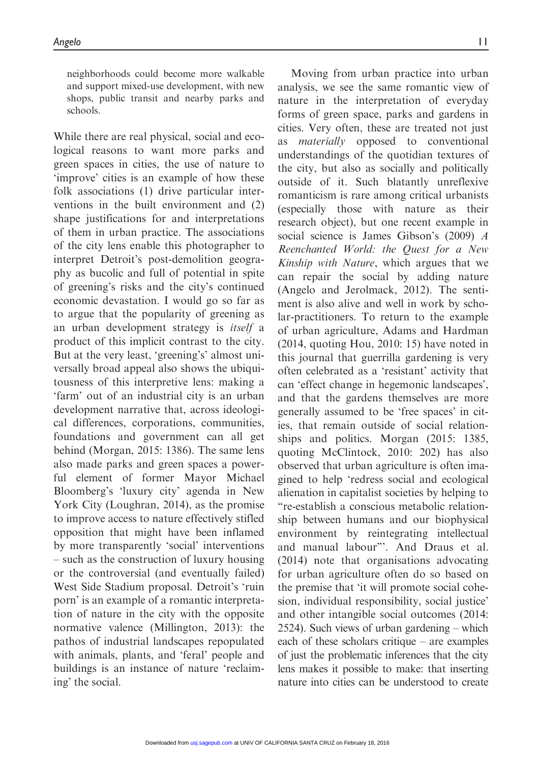neighborhoods could become more walkable and support mixed-use development, with new shops, public transit and nearby parks and schools.

While there are real physical, social and ecological reasons to want more parks and green spaces in cities, the use of nature to 'improve' cities is an example of how these folk associations (1) drive particular interventions in the built environment and (2) shape justifications for and interpretations of them in urban practice. The associations of the city lens enable this photographer to interpret Detroit's post-demolition geography as bucolic and full of potential in spite of greening's risks and the city's continued economic devastation. I would go so far as to argue that the popularity of greening as an urban development strategy is *itself* a product of this implicit contrast to the city. But at the very least, 'greening's' almost universally broad appeal also shows the ubiquitousness of this interpretive lens: making a 'farm' out of an industrial city is an urban development narrative that, across ideological differences, corporations, communities, foundations and government can all get behind (Morgan, 2015: 1386). The same lens also made parks and green spaces a powerful element of former Mayor Michael Bloomberg's 'luxury city' agenda in New York City (Loughran, 2014), as the promise to improve access to nature effectively stifled opposition that might have been inflamed by more transparently 'social' interventions – such as the construction of luxury housing or the controversial (and eventually failed) West Side Stadium proposal. Detroit's 'ruin porn' is an example of a romantic interpretation of nature in the city with the opposite normative valence (Millington, 2013): the pathos of industrial landscapes repopulated with animals, plants, and 'feral' people and buildings is an instance of nature 'reclaiming' the social.

Moving from urban practice into urban analysis, we see the same romantic view of nature in the interpretation of everyday forms of green space, parks and gardens in cities. Very often, these are treated not just as *materially* opposed to conventional understandings of the quotidian textures of the city, but also as socially and politically outside of it. Such blatantly unreflexive romanticism is rare among critical urbanists (especially those with nature as their research object), but one recent example in social science is James Gibson's (2009) *A Reenchanted World: the Quest for a New Kinship with Nature*, which argues that we can repair the social by adding nature (Angelo and Jerolmack, 2012). The sentiment is also alive and well in work by scholar-practitioners. To return to the example of urban agriculture, Adams and Hardman (2014, quoting Hou, 2010: 15) have noted in this journal that guerrilla gardening is very often celebrated as a 'resistant' activity that can 'effect change in hegemonic landscapes', and that the gardens themselves are more generally assumed to be 'free spaces' in cities, that remain outside of social relationships and politics. Morgan (2015: 1385, quoting McClintock, 2010: 202) has also observed that urban agriculture is often imagined to help 'redress social and ecological alienation in capitalist societies by helping to "re-establish a conscious metabolic relationship between humans and our biophysical environment by reintegrating intellectual and manual labour"'. And Draus et al. (2014) note that organisations advocating for urban agriculture often do so based on the premise that 'it will promote social cohesion, individual responsibility, social justice' and other intangible social outcomes (2014: 2524). Such views of urban gardening – which each of these scholars critique – are examples of just the problematic inferences that the city lens makes it possible to make: that inserting nature into cities can be understood to create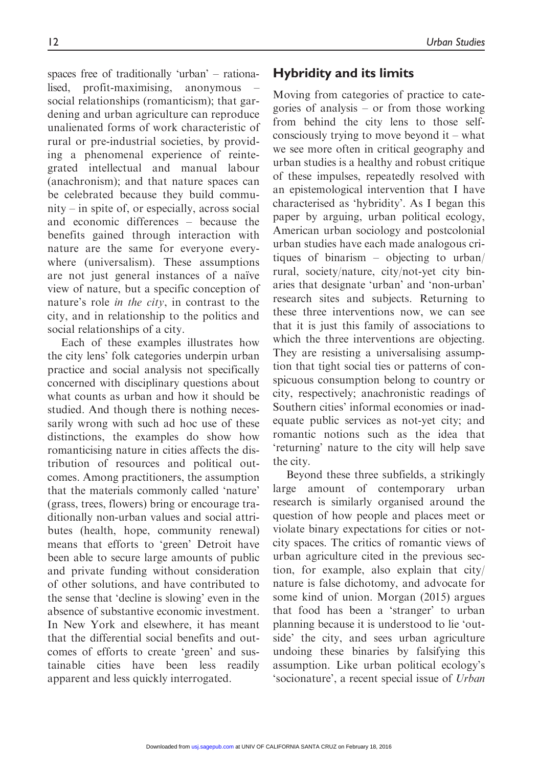spaces free of traditionally 'urban' – rationalised, profit-maximising, anonymous – social relationships (romanticism); that gardening and urban agriculture can reproduce unalienated forms of work characteristic of rural or pre-industrial societies, by providing a phenomenal experience of reintegrated intellectual and manual labour (anachronism); and that nature spaces can be celebrated because they build community – in spite of, or especially, across social and economic differences – because the benefits gained through interaction with nature are the same for everyone everywhere (universalism). These assumptions are not just general instances of a naïve view of nature, but a specific conception of nature's role *in the city*, in contrast to the city, and in relationship to the politics and social relationships of a city.

Each of these examples illustrates how the city lens' folk categories underpin urban practice and social analysis not specifically concerned with disciplinary questions about what counts as urban and how it should be studied. And though there is nothing necessarily wrong with such ad hoc use of these distinctions, the examples do show how romanticising nature in cities affects the distribution of resources and political outcomes. Among practitioners, the assumption that the materials commonly called 'nature' (grass, trees, flowers) bring or encourage traditionally non-urban values and social attributes (health, hope, community renewal) means that efforts to 'green' Detroit have been able to secure large amounts of public and private funding without consideration of other solutions, and have contributed to the sense that 'decline is slowing' even in the absence of substantive economic investment. In New York and elsewhere, it has meant that the differential social benefits and outcomes of efforts to create 'green' and sustainable cities have been less readily apparent and less quickly interrogated.

## Hybridity and its limits

Moving from categories of practice to categories of analysis – or from those working from behind the city lens to those self-consciously trying to move beyond it – what we see more often in critical geography and urban studies is a healthy and robust critique of these impulses, repeatedly resolved with an epistemological intervention that I have characterised as 'hybridity'. As I began this paper by arguing, urban political ecology, American urban sociology and postcolonial urban studies have each made analogous critiques of binarism – objecting to urban/rural, society/nature, city/not-yet city binaries that designate 'urban' and 'non-urban' research sites and subjects. Returning to these three interventions now, we can see that it is just this family of associations to which the three interventions are objecting. They are resisting a universalising assumption that tight social ties or patterns of conspicuous consumption belong to country or city, respectively; anachronistic readings of Southern cities' informal economies or inadequate public services as not-yet city; and romantic notions such as the idea that 'returning' nature to the city will help save the city.

Beyond these three subfields, a strikingly large amount of contemporary urban research is similarly organised around the question of how people and places meet or violate binary expectations for cities or not-city spaces. The critics of romantic views of urban agriculture cited in the previous section, for example, also explain that city/nature is false dichotomy, and advocate for some kind of union. Morgan (2015) argues that food has been a 'stranger' to urban planning because it is understood to lie 'outside' the city, and sees urban agriculture undoing these binaries by falsifying this assumption. Like urban political ecology's 'socionature', a recent special issue of *Urban*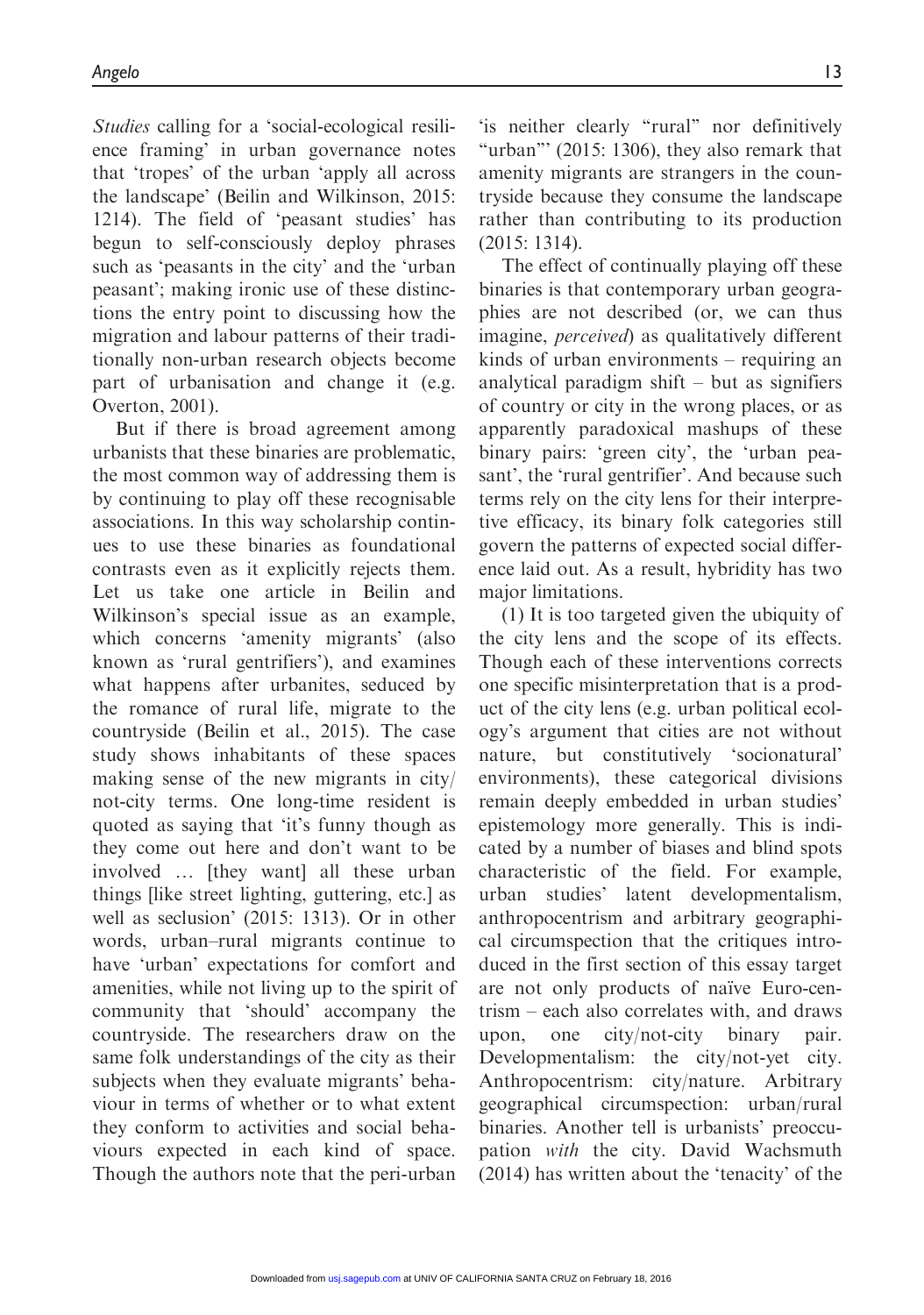*Studies* calling for a 'social-ecological resilience framing' in urban governance notes that 'tropes' of the urban 'apply all across the landscape' (Beilin and Wilkinson, 2015: 1214). The field of 'peasant studies' has begun to self-consciously deploy phrases such as 'peasants in the city' and the 'urban peasant'; making ironic use of these distinctions the entry point to discussing how the migration and labour patterns of their traditionally non-urban research objects become part of urbanisation and change it (e.g. Overton, 2001).

But if there is broad agreement among urbanists that these binaries are problematic, the most common way of addressing them is by continuing to play off these recognisable associations. In this way scholarship continues to use these binaries as foundational contrasts even as it explicitly rejects them. Let us take one article in Beilin and Wilkinson's special issue as an example, which concerns 'amenity migrants' (also known as 'rural gentrifiers'), and examines what happens after urbanites, seduced by the romance of rural life, migrate to the countryside (Beilin et al., 2015). The case study shows inhabitants of these spaces making sense of the new migrants in city/not-city terms. One long-time resident is quoted as saying that 'it's funny though as they come out here and don't want to be involved … [they want] all these urban things [like street lighting, guttering, etc.] as well as seclusion' (2015: 1313). Or in other words, urban–rural migrants continue to have 'urban' expectations for comfort and amenities, while not living up to the spirit of community that 'should' accompany the countryside. The researchers draw on the same folk understandings of the city as their subjects when they evaluate migrants' behaviour in terms of whether or to what extent they conform to activities and social behaviours expected in each kind of space. Though the authors note that the peri-urban 'is neither clearly "rural" nor definitively "urban"' (2015: 1306), they also remark that amenity migrants are strangers in the countryside because they consume the landscape rather than contributing to its production (2015: 1314).

The effect of continually playing off these binaries is that contemporary urban geographies are not described (or, we can thus imagine, *perceived*) as qualitatively different kinds of urban environments – requiring an analytical paradigm shift – but as signifiers of country or city in the wrong places, or as apparently paradoxical mashups of these binary pairs: 'green city', the 'urban peasant', the 'rural gentrifier'. And because such terms rely on the city lens for their interpretive efficacy, its binary folk categories still govern the patterns of expected social difference laid out. As a result, hybridity has two major limitations.

(1) It is too targeted given the ubiquity of the city lens and the scope of its effects. Though each of these interventions corrects one specific misinterpretation that is a product of the city lens (e.g. urban political ecology's argument that cities are not without nature, but constitutively 'socionatural' environments), these categorical divisions remain deeply embedded in urban studies' epistemology more generally. This is indicated by a number of biases and blind spots characteristic of the field. For example, urban studies' latent developmentalism, anthropocentrism and arbitrary geographical circumspection that the critiques introduced in the first section of this essay target are not only products of naïve Euro-centrism – each also correlates with, and draws upon, one city/not-city binary pair. Developmentalism: the city/not-yet city. Anthropocentrism: city/nature. Arbitrary geographical circumspection: urban/rural binaries. Another tell is urbanists' preoccupation *with* the city. David Wachsmuth (2014) has written about the 'tenacity' of the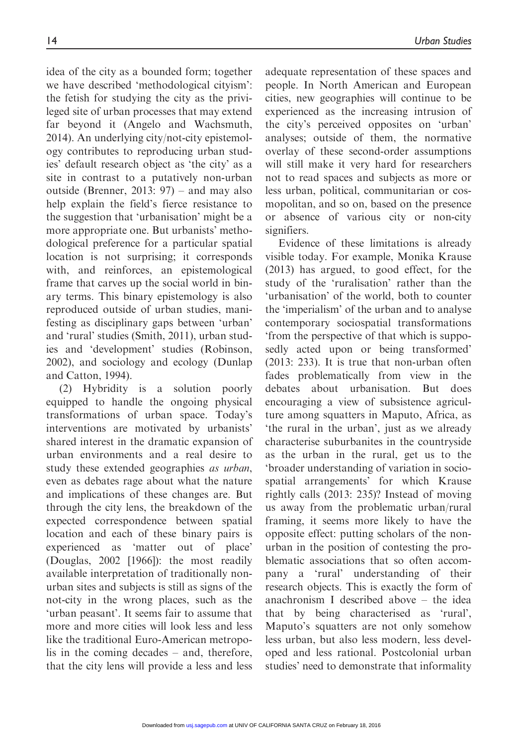idea of the city as a bounded form; together we have described 'methodological cityism': the fetish for studying the city as the privileged site of urban processes that may extend far beyond it (Angelo and Wachsmuth, 2014). An underlying city/not-city epistemology contributes to reproducing urban studies' default research object as 'the city' as a site in contrast to a putatively non-urban outside (Brenner, 2013: 97) – and may also help explain the field's fierce resistance to the suggestion that 'urbanisation' might be a more appropriate one. But urbanists' methodological preference for a particular spatial location is not surprising; it corresponds with, and reinforces, an epistemological frame that carves up the social world in binary terms. This binary epistemology is also reproduced outside of urban studies, manifesting as disciplinary gaps between 'urban' and 'rural' studies (Smith, 2011), urban studies and 'development' studies (Robinson, 2002), and sociology and ecology (Dunlap and Catton, 1994).

(2) Hybridity is a solution poorly equipped to handle the ongoing physical transformations of urban space. Today's interventions are motivated by urbanists' shared interest in the dramatic expansion of urban environments and a real desire to study these extended geographies *as urban*, even as debates rage about what the nature and implications of these changes are. But through the city lens, the breakdown of the expected correspondence between spatial location and each of these binary pairs is experienced as 'matter out of place' (Douglas, 2002 [1966]): the most readily available interpretation of traditionally non-urban sites and subjects is still as signs of the not-city in the wrong places, such as the 'urban peasant'. It seems fair to assume that more and more cities will look less and less like the traditional Euro-American metropolis in the coming decades – and, therefore, that the city lens will provide a less and less adequate representation of these spaces and people. In North American and European cities, new geographies will continue to be experienced as the increasing intrusion of the city's perceived opposites on 'urban' analyses; outside of them, the normative overlay of these second-order assumptions will still make it very hard for researchers not to read spaces and subjects as more or less urban, political, communitarian or cosmopolitan, and so on, based on the presence or absence of various city or non-city signifiers.

Evidence of these limitations is already visible today. For example, Monika Krause (2013) has argued, to good effect, for the study of the 'ruralisation' rather than the 'urbanisation' of the world, both to counter the 'imperialism' of the urban and to analyse contemporary sociospatial transformations 'from the perspective of that which is supposedly acted upon or being transformed' (2013: 233). It is true that non-urban often fades problematically from view in the debates about urbanisation. But does encouraging a view of subsistence agriculture among squatters in Maputo, Africa, as 'the rural in the urban', just as we already characterise suburbanites in the countryside as the urban in the rural, get us to the 'broader understanding of variation in sociospatial arrangements' for which Krause rightly calls (2013: 235)? Instead of moving us away from the problematic urban/rural framing, it seems more likely to have the opposite effect: putting scholars of the non-urban in the position of contesting the problematic associations that so often accompany a 'rural' understanding of their research objects. This is exactly the form of anachronism I described above – the idea that by being characterised as 'rural', Maputo's squatters are not only somehow less urban, but also less modern, less developed and less rational. Postcolonial urban studies' need to demonstrate that informality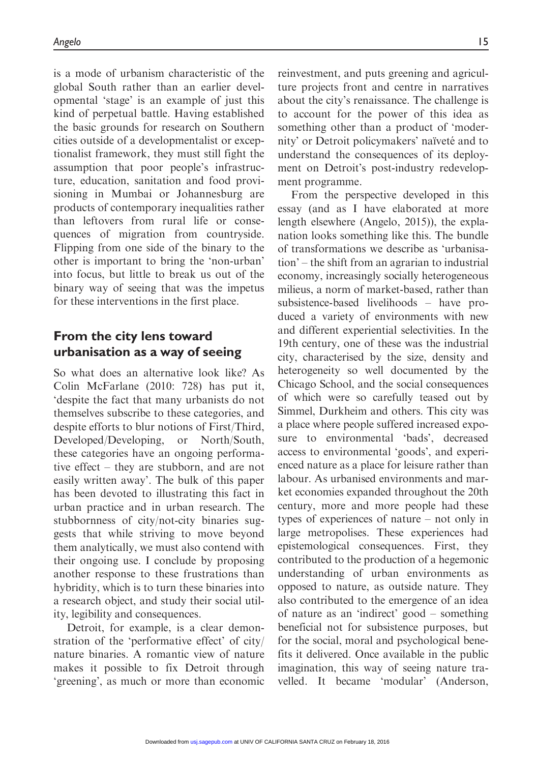is a mode of urbanism characteristic of the global South rather than an earlier developmental 'stage' is an example of just this kind of perpetual battle. Having established the basic grounds for research on Southern cities outside of a developmentalist or exceptionalist framework, they must still fight the assumption that poor people's infrastructure, education, sanitation and food provisioning in Mumbai or Johannesburg are products of contemporary inequalities rather than leftovers from rural life or consequences of migration from countryside. Flipping from one side of the binary to the other is important to bring the 'non-urban' into focus, but little to break us out of the binary way of seeing that was the impetus for these interventions in the first place.

## From the city lens toward urbanisation as a way of seeing

So what does an alternative look like? As Colin McFarlane (2010: 728) has put it, 'despite the fact that many urbanists do not themselves subscribe to these categories, and despite efforts to blur notions of First/Third, Developed/Developing, or North/South, these categories have an ongoing performative effect – they are stubborn, and are not easily written away'. The bulk of this paper has been devoted to illustrating this fact in urban practice and in urban research. The stubbornness of city/not-city binaries suggests that while striving to move beyond them analytically, we must also contend with their ongoing use. I conclude by proposing another response to these frustrations than hybridity, which is to turn these binaries into a research object, and study their social utility, legibility and consequences.

Detroit, for example, is a clear demonstration of the 'performative effect' of city/nature binaries. A romantic view of nature makes it possible to fix Detroit through 'greening', as much or more than economic reinvestment, and puts greening and agriculture projects front and centre in narratives about the city's renaissance. The challenge is to account for the power of this idea as something other than a product of 'modernity' or Detroit policymakers' naïveté and to understand the consequences of its deployment on Detroit's post-industry redevelopment programme.

From the perspective developed in this essay (and as I have elaborated at more length elsewhere (Angelo, 2015)), the explanation looks something like this. The bundle of transformations we describe as 'urbanisation' – the shift from an agrarian to industrial economy, increasingly socially heterogeneous milieus, a norm of market-based, rather than subsistence-based livelihoods – have produced a variety of environments with new and different experiential selectivities. In the 19th century, one of these was the industrial city, characterised by the size, density and heterogeneity so well documented by the Chicago School, and the social consequences of which were so carefully teased out by Simmel, Durkheim and others. This city was a place where people suffered increased exposure to environmental 'bads', decreased access to environmental 'goods', and experienced nature as a place for leisure rather than labour. As urbanised environments and market economies expanded throughout the 20th century, more and more people had these types of experiences of nature – not only in large metropolises. These experiences had epistemological consequences. First, they contributed to the production of a hegemonic understanding of urban environments as opposed to nature, as outside nature. They also contributed to the emergence of an idea of nature as an 'indirect' good – something beneficial not for subsistence purposes, but for the social, moral and psychological benefits it delivered. Once available in the public imagination, this way of seeing nature travelled. It became 'modular' (Anderson,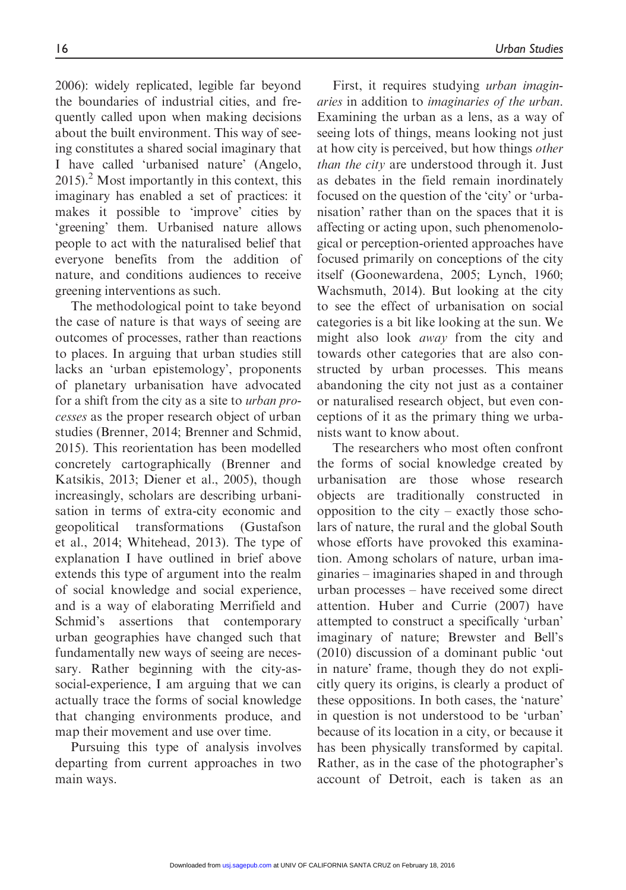2006): widely replicated, legible far beyond the boundaries of industrial cities, and frequently called upon when making decisions about the built environment. This way of seeing constitutes a shared social imaginary that I have called 'urbanised nature' (Angelo, 2015).[2] Most importantly in this context, this imaginary has enabled a set of practices: it makes it possible to 'improve' cities by 'greening' them. Urbanised nature allows people to act with the naturalised belief that everyone benefits from the addition of nature, and conditions audiences to receive greening interventions as such.

The methodological point to take beyond the case of nature is that ways of seeing are outcomes of processes, rather than reactions to places. In arguing that urban studies still lacks an 'urban epistemology', proponents of planetary urbanisation have advocated for a shift from the city as a site to *urban processes* as the proper research object of urban studies (Brenner, 2014; Brenner and Schmid, 2015). This reorientation has been modelled concretely cartographically (Brenner and Katsikis, 2013; Diener et al., 2005), though increasingly, scholars are describing urbanisation in terms of extra-city economic and geopolitical transformations (Gustafson et al., 2014; Whitehead, 2013). The type of explanation I have outlined in brief above extends this type of argument into the realm of social knowledge and social experience, and is a way of elaborating Merrifield and Schmid's assertions that contemporary urban geographies have changed such that fundamentally new ways of seeing are necessary. Rather beginning with the city-as-social-experience, I am arguing that we can actually trace the forms of social knowledge that changing environments produce, and map their movement and use over time.

Pursuing this type of analysis involves departing from current approaches in two main ways.

First, it requires studying *urban imaginaries* in addition to *imaginaries of the urban*. Examining the urban as a lens, as a way of seeing lots of things, means looking not just at how city is perceived, but how things *other than the city* are understood through it. Just as debates in the field remain inordinately focused on the question of the 'city' or 'urbanisation' rather than on the spaces that it is affecting or acting upon, such phenomenological or perception-oriented approaches have focused primarily on conceptions of the city itself (Goonewardena, 2005; Lynch, 1960; Wachsmuth, 2014). But looking at the city to see the effect of urbanisation on social categories is a bit like looking at the sun. We might also look *away* from the city and towards other categories that are also constructed by urban processes. This means abandoning the city not just as a container or naturalised research object, but even conceptions of it as the primary thing we urbanists want to know about.

The researchers who most often confront the forms of social knowledge created by urbanisation are those whose research objects are traditionally constructed in opposition to the city – exactly those scholars of nature, the rural and the global South whose efforts have provoked this examination. Among scholars of nature, urban imaginaries – imaginaries shaped in and through urban processes – have received some direct attention. Huber and Currie (2007) have attempted to construct a specifically 'urban' imaginary of nature; Brewster and Bell's (2010) discussion of a dominant public 'out in nature' frame, though they do not explicitly query its origins, is clearly a product of these oppositions. In both cases, the 'nature' in question is not understood to be 'urban' because of its location in a city, or because it has been physically transformed by capital. Rather, as in the case of the photographer's account of Detroit, each is taken as an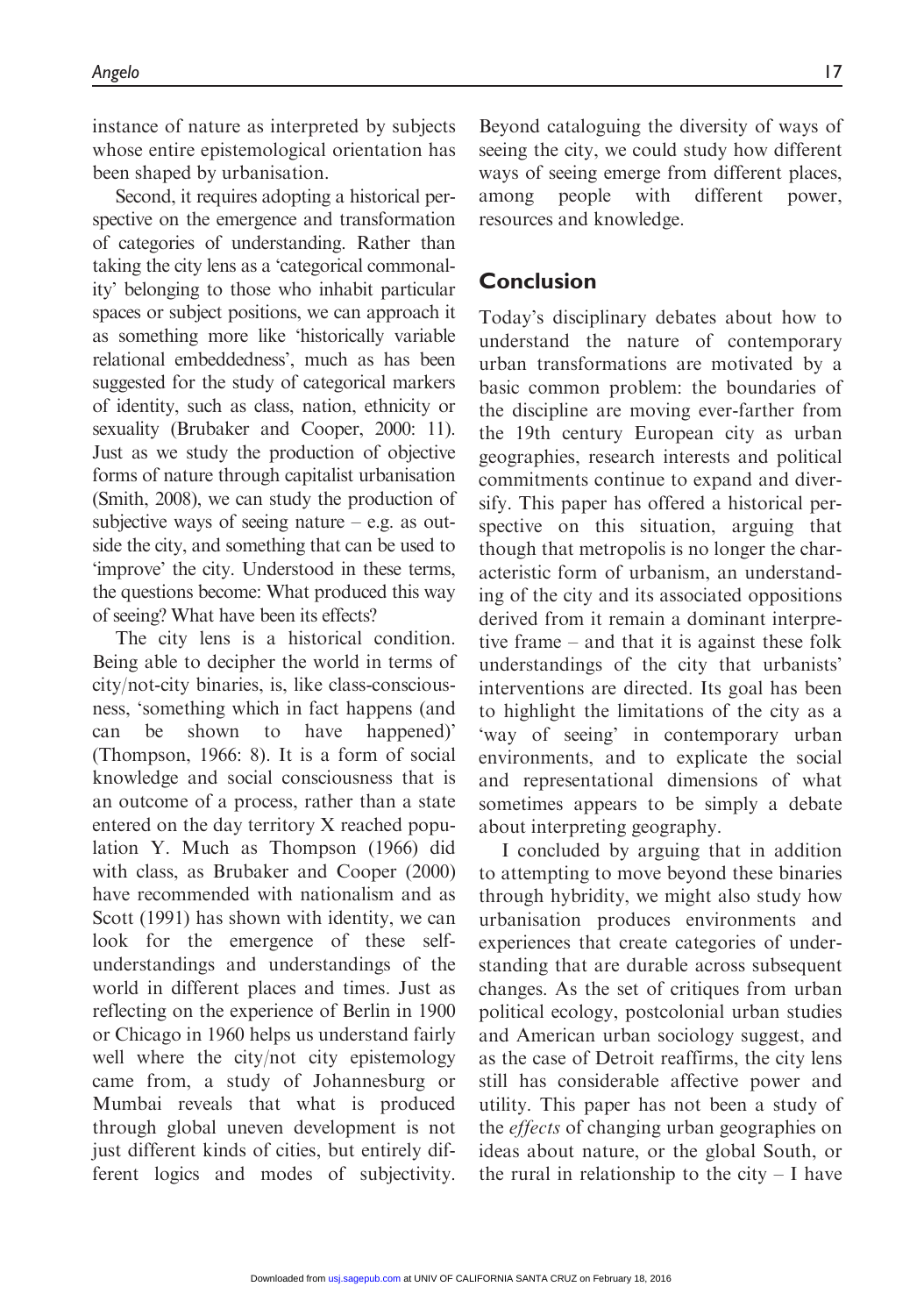instance of nature as interpreted by subjects whose entire epistemological orientation has been shaped by urbanisation.

Second, it requires adopting a historical perspective on the emergence and transformation of categories of understanding. Rather than taking the city lens as a 'categorical commonality' belonging to those who inhabit particular spaces or subject positions, we can approach it as something more like 'historically variable relational embeddedness', much as has been suggested for the study of categorical markers of identity, such as class, nation, ethnicity or sexuality (Brubaker and Cooper, 2000: 11). Just as we study the production of objective forms of nature through capitalist urbanisation (Smith, 2008), we can study the production of subjective ways of seeing nature – e.g. as outside the city, and something that can be used to 'improve' the city. Understood in these terms, the questions become: What produced this way of seeing? What have been its effects?

The city lens is a historical condition. Being able to decipher the world in terms of city/not-city binaries, is, like class-consciousness, 'something which in fact happens (and can be shown to have happened)' (Thompson, 1966: 8). It is a form of social knowledge and social consciousness that is an outcome of a process, rather than a state entered on the day territory X reached population Y. Much as Thompson (1966) did with class, as Brubaker and Cooper (2000) have recommended with nationalism and as Scott (1991) has shown with identity, we can look for the emergence of these self-understandings and understandings of the world in different places and times. Just as reflecting on the experience of Berlin in 1900 or Chicago in 1960 helps us understand fairly well where the city/not city epistemology came from, a study of Johannesburg or Mumbai reveals that what is produced through global uneven development is not just different kinds of cities, but entirely different logics and modes of subjectivity. Beyond cataloguing the diversity of ways of seeing the city, we could study how different ways of seeing emerge from different places, among people with different power, resources and knowledge.

## Conclusion

Today's disciplinary debates about how to understand the nature of contemporary urban transformations are motivated by a basic common problem: the boundaries of the discipline are moving ever-farther from the 19th century European city as urban geographies, research interests and political commitments continue to expand and diversify. This paper has offered a historical perspective on this situation, arguing that though that metropolis is no longer the characteristic form of urbanism, an understanding of the city and its associated oppositions derived from it remain a dominant interpretive frame – and that it is against these folk understandings of the city that urbanists' interventions are directed. Its goal has been to highlight the limitations of the city as a 'way of seeing' in contemporary urban environments, and to explicate the social and representational dimensions of what sometimes appears to be simply a debate about interpreting geography.

I concluded by arguing that in addition to attempting to move beyond these binaries through hybridity, we might also study how urbanisation produces environments and experiences that create categories of understanding that are durable across subsequent changes. As the set of critiques from urban political ecology, postcolonial urban studies and American urban sociology suggest, and as the case of Detroit reaffirms, the city lens still has considerable affective power and utility. This paper has not been a study of the *effects* of changing urban geographies on ideas about nature, or the global South, or the rural in relationship to the city – I have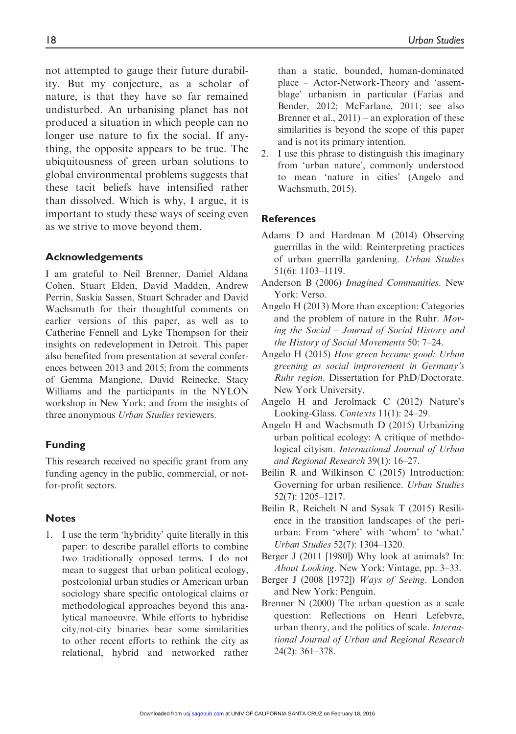not attempted to gauge their future durability. But my conjecture, as a scholar of nature, is that they have so far remained undisturbed. An urbanising planet has not produced a situation in which people can no longer use nature to fix the social. If anything, the opposite appears to be true. The ubiquitousness of green urban solutions to global environmental problems suggests that these tacit beliefs have intensified rather than dissolved. Which is why, I argue, it is important to study these ways of seeing even as we strive to move beyond them.

## Acknowledgements

I am grateful to Neil Brenner, Daniel Aldana Cohen, Stuart Elden, David Madden, Andrew Perrin, Saskia Sassen, Stuart Schrader and David Wachsmuth for their thoughtful comments on earlier versions of this paper, as well as to Catherine Fennell and Lyke Thompson for their insights on redevelopment in Detroit. This paper also benefited from presentation at several conferences between 2013 and 2015; from the comments of Gemma Mangione, David Reinecke, Stacy Williams and the participants in the NYLON workshop in New York; and from the insights of three anonymous *Urban Studies* reviewers.

## Funding

This research received no specific grant from any funding agency in the public, commercial, or not-for-profit sectors.

## Notes

1. I use the term 'hybridity' quite literally in this paper: to describe parallel efforts to combine two traditionally opposed terms. I do not mean to suggest that urban political ecology, postcolonial urban studies or American urban sociology share specific ontological claims or methodological approaches beyond this analytical manoeuvre. While efforts to hybridise city/not-city binaries bear some similarities to other recent efforts to rethink the city as relational, hybrid and networked rather than a static, bounded, human-dominated place – Actor-Network-Theory and 'assemblage' urbanism in particular (Farías and Bender, 2012; McFarlane, 2011; see also Brenner et al., 2011) – an exploration of these similarities is beyond the scope of this paper and is not its primary intention.
2. I use this phrase to distinguish this imaginary from 'urban nature', commonly understood to mean 'nature in cities' (Angelo and Wachsmuth, 2015).

## References

Adams D and Hardman M (2014) Observing guerrillas in the wild: Reinterpreting practices of urban guerrilla gardening. *Urban Studies* 51(6): 1103–1119.

Anderson B (2006) *Imagined Communities*. New York: Verso.

Angelo H (2013) More than exception: Categories and the problem of nature in the Ruhr. *Moving the Social – Journal of Social History and the History of Social Movements* 50: 7–24.

Angelo H (2015) *How green became good: Urban greening as social improvement in Germany's Ruhr region*. Dissertation for PhD/Doctorate. New York University.

Angelo H and Jerolmack C (2012) Nature's Looking-Glass. *Contexts* 11(1): 24–29.

Angelo H and Wachsmuth D (2015) Urbanizing urban political ecology: A critique of methodological cityism. *International Journal of Urban and Regional Research* 39(1): 16–27.

Beilin R and Wilkinson C (2015) Introduction: Governing for urban resilience. *Urban Studies* 52(7): 1205–1217.

Beilin R, Reichelt N and Sysak T (2015) Resilience in the transition landscapes of the peri-urban: From 'where' with 'whom' to 'what.' *Urban Studies* 52(7): 1304–1320.

Berger J (2011 [1980]) Why look at animals? In: *About Looking*. New York: Vintage, pp. 3–33.

Berger J (2008 [1972]) *Ways of Seeing*. London and New York: Penguin.

Brenner N (2000) The urban question as a scale question: Reflections on Henri Lefebvre, urban theory, and the politics of scale. *International Journal of Urban and Regional Research* 24(2): 361–378.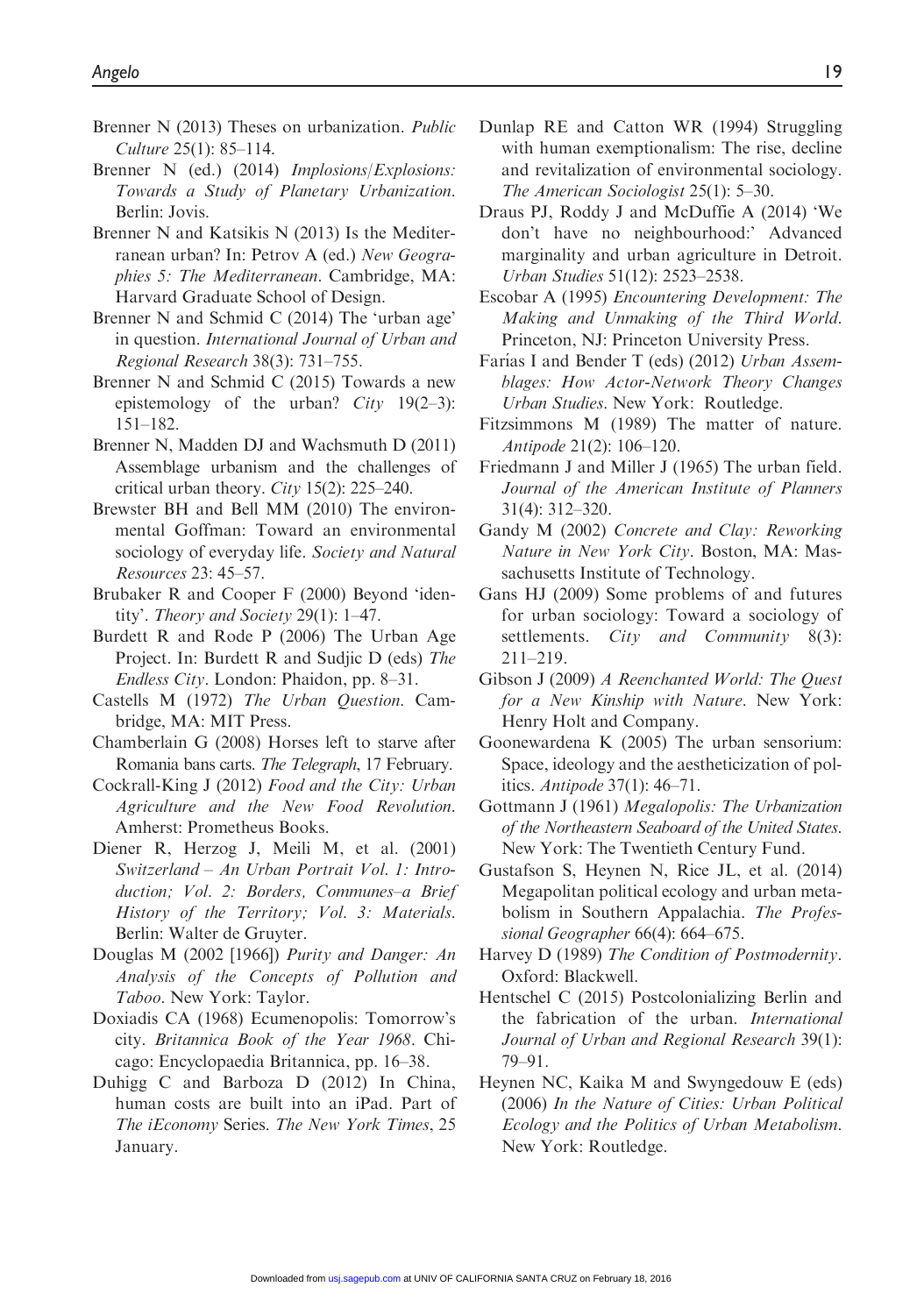Brenner N (2013) Theses on urbanization. *Public Culture* 25(1): 85–114.

Brenner N (ed.) (2014) *Implosions/Explosions: Towards a Study of Planetary Urbanization*. Berlin: Jovis.

Brenner N and Katsikis N (2013) Is the Mediterranean urban? In: Petrov A (ed.) *New Geographies 5: The Mediterranean*. Cambridge, MA: Harvard Graduate School of Design.

Brenner N and Schmid C (2014) The 'urban age' in question. *International Journal of Urban and Regional Research* 38(3): 731–755.

Brenner N and Schmid C (2015) Towards a new epistemology of the urban? *City* 19(2–3): 151–182.

Brenner N, Madden DJ and Wachsmuth D (2011) Assemblage urbanism and the challenges of critical urban theory. *City* 15(2): 225–240.

Brewster BH and Bell MM (2010) The environmental Goffman: Toward an environmental sociology of everyday life. *Society and Natural Resources* 23: 45–57.

Brubaker R and Cooper F (2000) Beyond 'identity'. *Theory and Society* 29(1): 1–47.

Burdett R and Rode P (2006) The Urban Age Project. In: Burdett R and Sudjic D (eds) *The Endless City*. London: Phaidon, pp. 8–31.

Castells M (1972) *The Urban Question*. Cambridge, MA: MIT Press.

Chamberlain G (2008) Horses left to starve after Romania bans carts. *The Telegraph*, 17 February.

Cockrall-King J (2012) *Food and the City: Urban Agriculture and the New Food Revolution*. Amherst: Prometheus Books.

Diener R, Herzog J, Meili M, et al. (2001) *Switzerland – An Urban Portrait Vol. 1: Introduction; Vol. 2: Borders, Communes–a Brief History of the Territory; Vol. 3: Materials*. Berlin: Walter de Gruyter.

Douglas M (2002 [1966]) *Purity and Danger: An Analysis of the Concepts of Pollution and Taboo*. New York: Taylor.

Doxiadis CA (1968) Ecumenopolis: Tomorrow's city. *Britannica Book of the Year 1968*. Chicago: Encyclopaedia Britannica, pp. 16–38.

Duhigg C and Barboza D (2012) In China, human costs are built into an iPad. Part of *The iEconomy* Series. *The New York Times*, 25 January.

Dunlap RE and Catton WR (1994) Struggling with human exemptionalism: The rise, decline and revitalization of environmental sociology. *The American Sociologist* 25(1): 5–30.

Draus PJ, Roddy J and McDuffie A (2014) 'We don't have no neighbourhood:' Advanced marginality and urban agriculture in Detroit. *Urban Studies* 51(12): 2523–2538.

Escobar A (1995) *Encountering Development: The Making and Unmaking of the Third World*. Princeton, NJ: Princeton University Press.

Farías I and Bender T (eds) (2012) *Urban Assemblages: How Actor-Network Theory Changes Urban Studies*. New York: Routledge.

Fitzsimmons M (1989) The matter of nature. *Antipode* 21(2): 106–120.

Friedmann J and Miller J (1965) The urban field. *Journal of the American Institute of Planners* 31(4): 312–320.

Gandy M (2002) *Concrete and Clay: Reworking Nature in New York City*. Boston, MA: Massachusetts Institute of Technology.

Gans HJ (2009) Some problems of and futures for urban sociology: Toward a sociology of settlements. *City and Community* 8(3): 211–219.

Gibson J (2009) *A Reenchanted World: The Quest for a New Kinship with Nature*. New York: Henry Holt and Company.

Goonewardena K (2005) The urban sensorium: Space, ideology and the aestheticization of politics. *Antipode* 37(1): 46–71.

Gottmann J (1961) *Megalopolis: The Urbanization of the Northeastern Seaboard of the United States*. New York: The Twentieth Century Fund.

Gustafson S, Heynen N, Rice JL, et al. (2014) Megapolitan political ecology and urban metabolism in Southern Appalachia. *The Professional Geographer* 66(4): 664–675.

Harvey D (1989) *The Condition of Postmodernity*. Oxford: Blackwell.

Hentschel C (2015) Postcolonializing Berlin and the fabrication of the urban. *International Journal of Urban and Regional Research* 39(1): 79–91.

Heynen NC, Kaika M and Swyngedouw E (eds) (2006) *In the Nature of Cities: Urban Political Ecology and the Politics of Urban Metabolism*. New York: Routledge.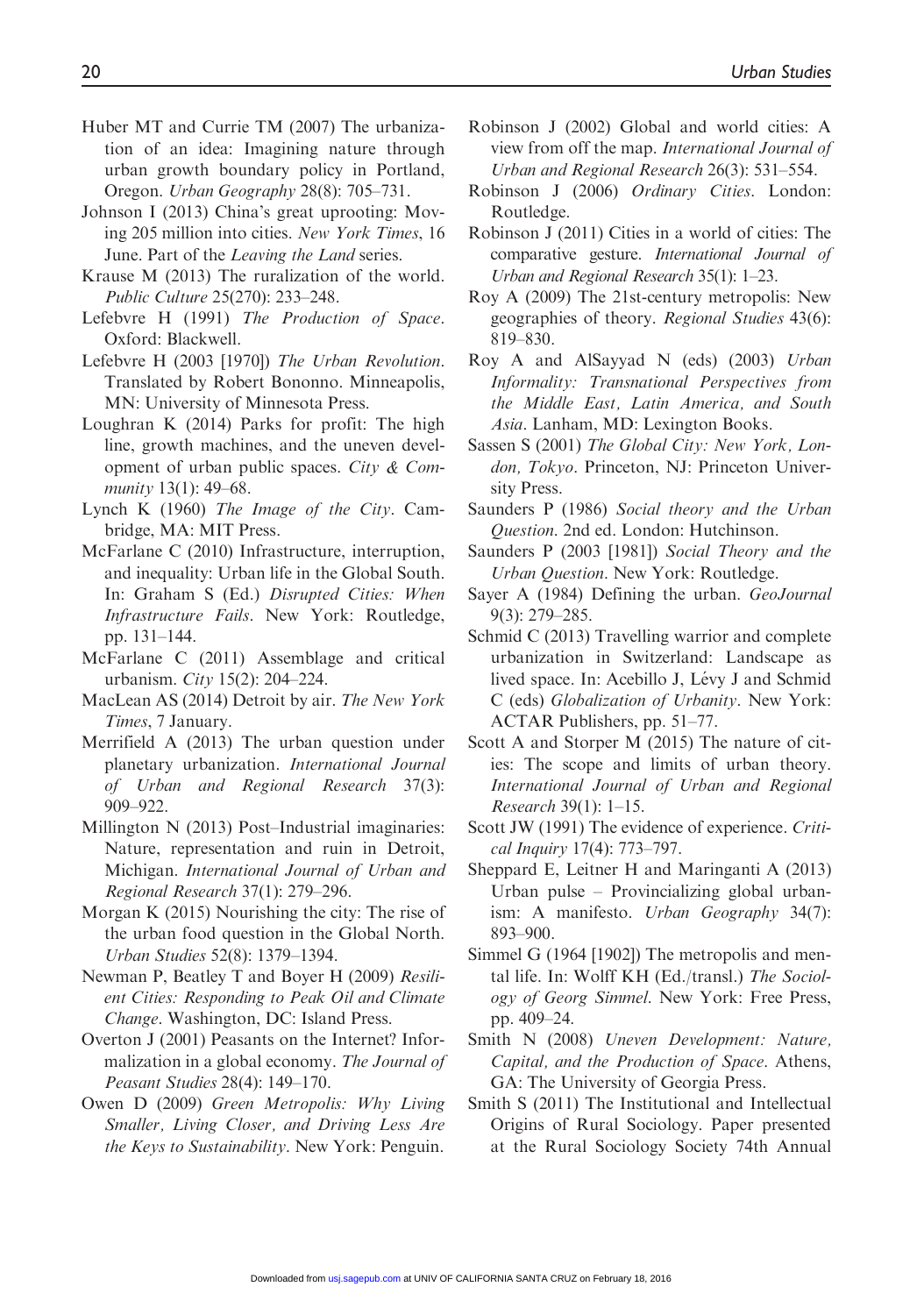Huber MT and Currie TM (2007) The urbanization of an idea: Imagining nature through urban growth boundary policy in Portland, Oregon. *Urban Geography* 28(8): 705–731.

Johnson I (2013) China's great uprooting: Moving 205 million into cities. *New York Times*, 16 June. Part of the *Leaving the Land* series.

Krause M (2013) The ruralization of the world. *Public Culture* 25(270): 233–248.

Lefebvre H (1991) *The Production of Space*. Oxford: Blackwell.

Lefebvre H (2003 [1970]) *The Urban Revolution*. Translated by Robert Bononno. Minneapolis, MN: University of Minnesota Press.

Loughran K (2014) Parks for profit: The high line, growth machines, and the uneven development of urban public spaces. *City & Community* 13(1): 49–68.

Lynch K (1960) *The Image of the City*. Cambridge, MA: MIT Press.

McFarlane C (2010) Infrastructure, interruption, and inequality: Urban life in the Global South. In: Graham S (Ed.) *Disrupted Cities: When Infrastructure Fails*. New York: Routledge, pp. 131–144.

McFarlane C (2011) Assemblage and critical urbanism. *City* 15(2): 204–224.

MacLean AS (2014) Detroit by air. *The New York Times*, 7 January.

Merrifield A (2013) The urban question under planetary urbanization. *International Journal of Urban and Regional Research* 37(3): 909–922.

Millington N (2013) Post–Industrial imaginaries: Nature, representation and ruin in Detroit, Michigan. *International Journal of Urban and Regional Research* 37(1): 279–296.

Morgan K (2015) Nourishing the city: The rise of the urban food question in the Global North. *Urban Studies* 52(8): 1379–1394.

Newman P, Beatley T and Boyer H (2009) *Resilient Cities: Responding to Peak Oil and Climate Change*. Washington, DC: Island Press.

Overton J (2001) Peasants on the Internet? Informalization in a global economy. *The Journal of Peasant Studies* 28(4): 149–170.

Owen D (2009) *Green Metropolis: Why Living Smaller, Living Closer, and Driving Less Are the Keys to Sustainability*. New York: Penguin.

Robinson J (2002) Global and world cities: A view from off the map. *International Journal of Urban and Regional Research* 26(3): 531–554.

Robinson J (2006) *Ordinary Cities*. London: Routledge.

Robinson J (2011) Cities in a world of cities: The comparative gesture. *International Journal of Urban and Regional Research* 35(1): 1–23.

Roy A (2009) The 21st-century metropolis: New geographies of theory. *Regional Studies* 43(6): 819–830.

Roy A and AlSayyad N (eds) (2003) *Urban Informality: Transnational Perspectives from the Middle East, Latin America, and South Asia*. Lanham, MD: Lexington Books.

Sassen S (2001) *The Global City: New York, London, Tokyo*. Princeton, NJ: Princeton University Press.

Saunders P (1986) *Social theory and the Urban Question*. 2nd ed. London: Hutchinson.

Saunders P (2003 [1981]) *Social Theory and the Urban Question*. New York: Routledge.

Sayer A (1984) Defining the urban. *GeoJournal* 9(3): 279–285.

Schmid C (2013) Travelling warrior and complete urbanization in Switzerland: Landscape as lived space. In: Acebillo J, Lévy J and Schmid C (eds) *Globalization of Urbanity*. New York: ACTAR Publishers, pp. 51–77.

Scott A and Storper M (2015) The nature of cities: The scope and limits of urban theory. *International Journal of Urban and Regional Research* 39(1): 1–15.

Scott JW (1991) The evidence of experience. *Critical Inquiry* 17(4): 773–797.

Sheppard E, Leitner H and Maringanti A (2013) Urban pulse – Provincializing global urbanism: A manifesto. *Urban Geography* 34(7): 893–900.

Simmel G (1964 [1902]) The metropolis and mental life. In: Wolff KH (Ed./transl.) *The Sociology of Georg Simmel*. New York: Free Press, pp. 409–24.

Smith N (2008) *Uneven Development: Nature, Capital, and the Production of Space*. Athens, GA: The University of Georgia Press.

Smith S (2011) The Institutional and Intellectual Origins of Rural Sociology. Paper presented at the Rural Sociology Society 74th Annual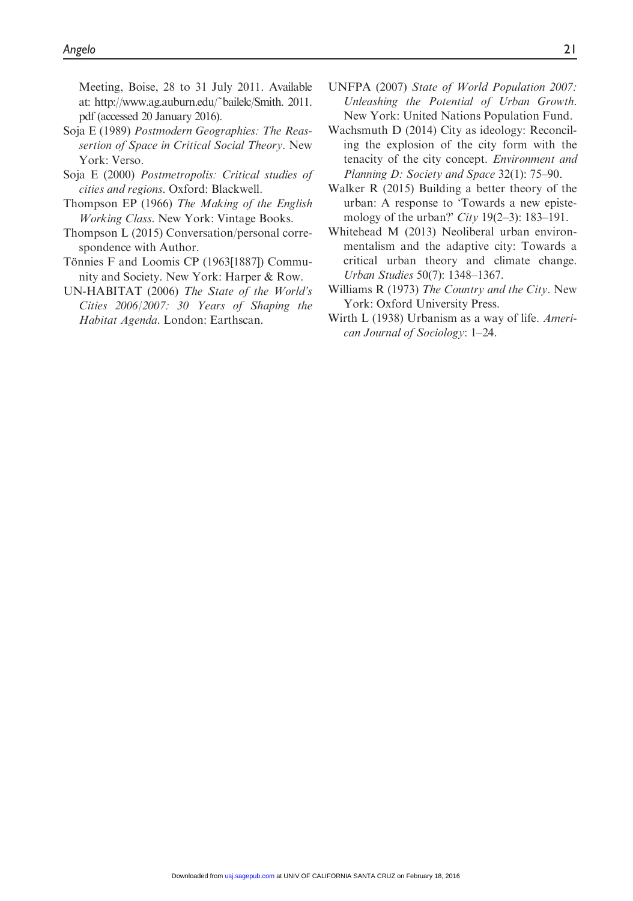Meeting, Boise, 28 to 31 July 2011. Available at: http://www.ag.auburn.edu/~bailelc/Smith. 2011. pdf (accessed 20 January 2016).

Soja E (1989) *Postmodern Geographies: The Reassertion of Space in Critical Social Theory*. New York: Verso.

Soja E (2000) *Postmetropolis: Critical studies of cities and regions*. Oxford: Blackwell.

Thompson EP (1966) *The Making of the English Working Class*. New York: Vintage Books.

Thompson L (2015) Conversation/personal correspondence with Author.

Tönnies F and Loomis CP (1963[1887]) Community and Society. New York: Harper & Row.

UN-HABITAT (2006) *The State of the World's Cities 2006/2007: 30 Years of Shaping the Habitat Agenda*. London: Earthscan.

UNFPA (2007) *State of World Population 2007: Unleashing the Potential of Urban Growth*. New York: United Nations Population Fund.

Wachsmuth D (2014) City as ideology: Reconciling the explosion of the city form with the tenacity of the city concept. *Environment and Planning D: Society and Space* 32(1): 75–90.

Walker R (2015) Building a better theory of the urban: A response to 'Towards a new epistemology of the urban?' *City* 19(2–3): 183–191.

Whitehead M (2013) Neoliberal urban environmentalism and the adaptive city: Towards a critical urban theory and climate change. *Urban Studies* 50(7): 1348–1367.

Williams R (1973) *The Country and the City*. New York: Oxford University Press.

Wirth L (1938) Urbanism as a way of life. *American Journal of Sociology*: 1–24.